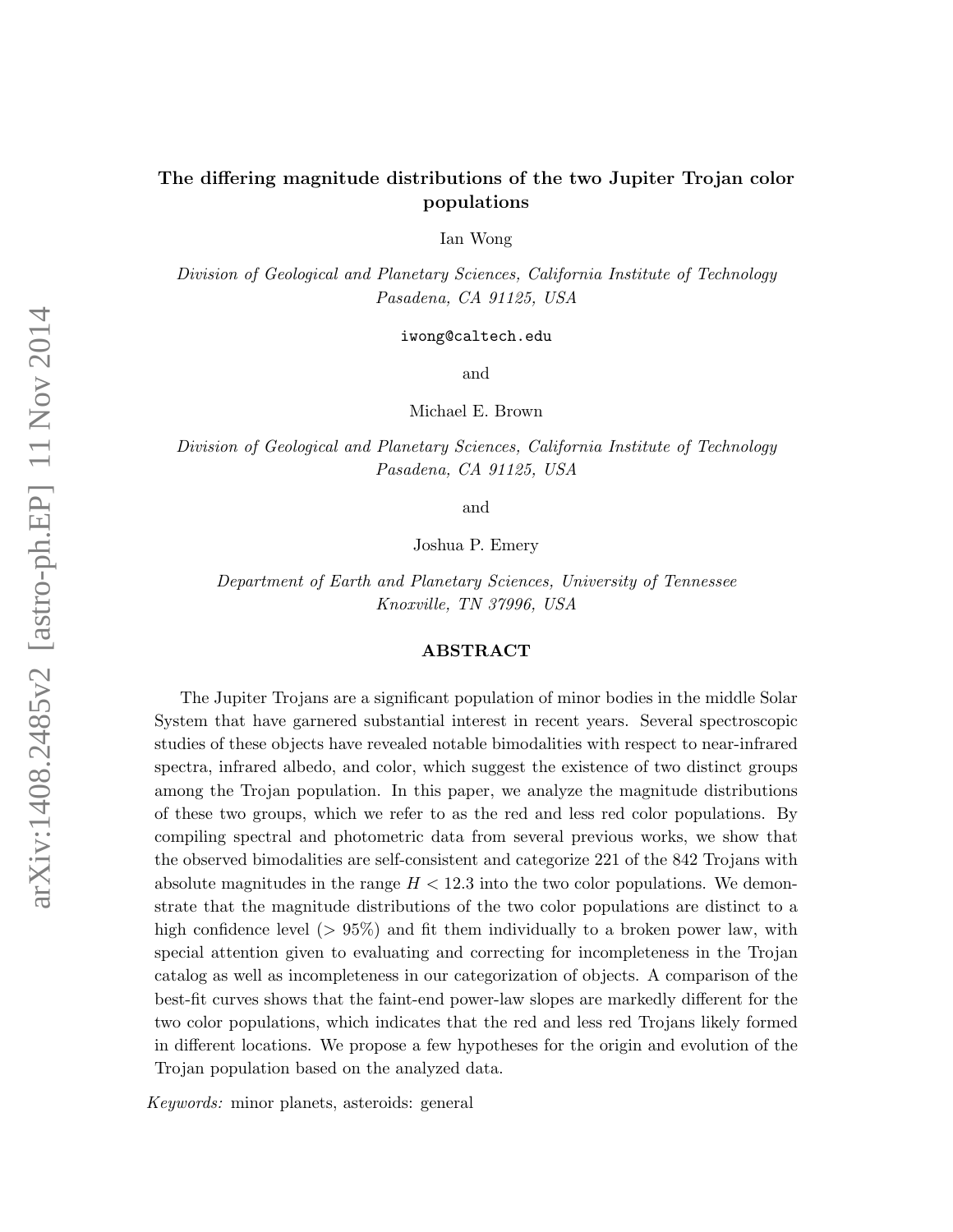# The differing magnitude distributions of the two Jupiter Trojan color populations

Ian Wong

*Division of Geological and Planetary Sciences, California Institute of Technology Pasadena, CA 91125, USA*

iwong@caltech.edu

and

Michael E. Brown

*Division of Geological and Planetary Sciences, California Institute of Technology Pasadena, CA 91125, USA*

and

Joshua P. Emery

*Department of Earth and Planetary Sciences, University of Tennessee Knoxville, TN 37996, USA*

## ABSTRACT

The Jupiter Trojans are a significant population of minor bodies in the middle Solar System that have garnered substantial interest in recent years. Several spectroscopic studies of these objects have revealed notable bimodalities with respect to near-infrared spectra, infrared albedo, and color, which suggest the existence of two distinct groups among the Trojan population. In this paper, we analyze the magnitude distributions of these two groups, which we refer to as the red and less red color populations. By compiling spectral and photometric data from several previous works, we show that the observed bimodalities are self-consistent and categorize 221 of the 842 Trojans with absolute magnitudes in the range $H < 12.3$ into the two color populations. We demonstrate that the magnitude distributions of the two color populations are distinct to a high confidence level ($> 95\%$) and fit them individually to a broken power law, with special attention given to evaluating and correcting for incompleteness in the Trojan catalog as well as incompleteness in our categorization of objects. A comparison of the best-fit curves shows that the faint-end power-law slopes are markedly different for the two color populations, which indicates that the red and less red Trojans likely formed in different locations. We propose a few hypotheses for the origin and evolution of the Trojan population based on the analyzed data.

*Keywords:* minor planets, asteroids: general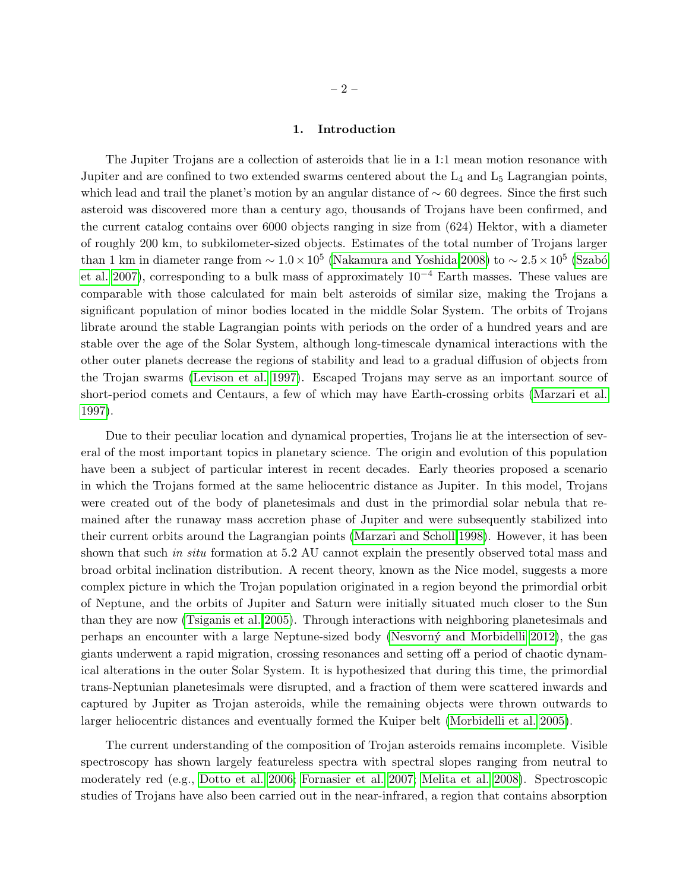## 1. Introduction

The Jupiter Trojans are a collection of asteroids that lie in a 1:1 mean motion resonance with Jupiter and are confined to two extended swarms centered about the $L_4$ and $L_5$ Lagrangian points, which lead and trail the planet's motion by an angular distance of $\sim 60$ degrees. Since the first such asteroid was discovered more than a century ago, thousands of Trojans have been confirmed, and the current catalog contains over 6000 objects ranging in size from (624) Hektor, with a diameter of roughly 200 km, to subkilometer-sized objects. Estimates of the total number of Trojans larger than 1 km in diameter range from $\sim 1.0 \times 10^5$ (Nakamura and Yoshida 2008) to $\sim 2.5 \times 10^5$ (Szabó et al. 2007), corresponding to a bulk mass of approximately $10^{-4}$ Earth masses. These values are comparable with those calculated for main belt asteroids of similar size, making the Trojans a significant population of minor bodies located in the middle Solar System. The orbits of Trojans librate around the stable Lagrangian points with periods on the order of a hundred years and are stable over the age of the Solar System, although long-timescale dynamical interactions with the other outer planets decrease the regions of stability and lead to a gradual diffusion of objects from the Trojan swarms (Levison et al. 1997). Escaped Trojans may serve as an important source of short-period comets and Centaurs, a few of which may have Earth-crossing orbits (Marzari et al. 1997).

Due to their peculiar location and dynamical properties, Trojans lie at the intersection of several of the most important topics in planetary science. The origin and evolution of this population have been a subject of particular interest in recent decades. Early theories proposed a scenario in which the Trojans formed at the same heliocentric distance as Jupiter. In this model, Trojans were created out of the body of planetesimals and dust in the primordial solar nebula that remained after the runaway mass accretion phase of Jupiter and were subsequently stabilized into their current orbits around the Lagrangian points (Marzari and Scholl 1998). However, it has been shown that such *in situ* formation at 5.2 AU cannot explain the presently observed total mass and broad orbital inclination distribution. A recent theory, known as the Nice model, suggests a more complex picture in which the Trojan population originated in a region beyond the primordial orbit of Neptune, and the orbits of Jupiter and Saturn were initially situated much closer to the Sun than they are now (Tsiganis et al. 2005). Through interactions with neighboring planetesimals and perhaps an encounter with a large Neptune-sized body (Nesvorný and Morbidelli 2012), the gas giants underwent a rapid migration, crossing resonances and setting off a period of chaotic dynamical alterations in the outer Solar System. It is hypothesized that during this time, the primordial trans-Neptunian planetesimals were disrupted, and a fraction of them were scattered inwards and captured by Jupiter as Trojan asteroids, while the remaining objects were thrown outwards to larger heliocentric distances and eventually formed the Kuiper belt (Morbidelli et al. 2005).

The current understanding of the composition of Trojan asteroids remains incomplete. Visible spectroscopy has shown largely featureless spectra with spectral slopes ranging from neutral to moderately red (e.g., Dotto et al. 2006; Fornasier et al. 2007; Melita et al. 2008). Spectroscopic studies of Trojans have also been carried out in the near-infrared, a region that contains absorption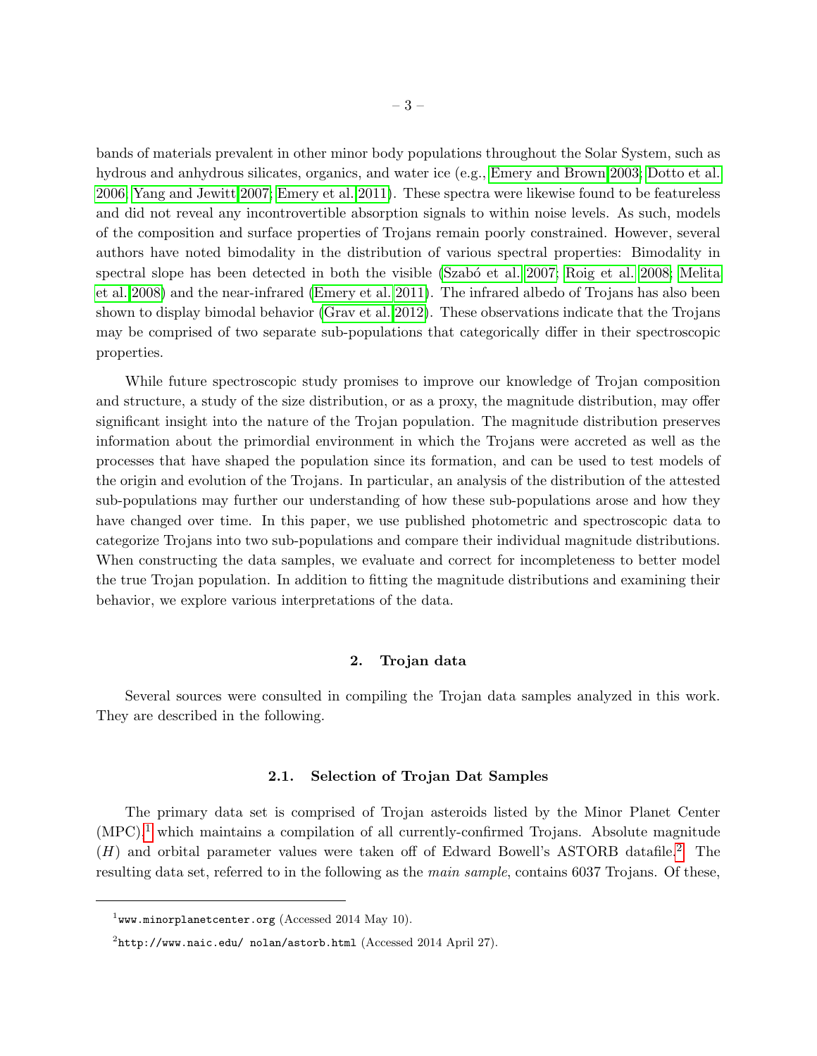bands of materials prevalent in other minor body populations throughout the Solar System, such as hydrous and anhydrous silicates, organics, and water ice (e.g., Emery and Brown 2003; Dotto et al. 2006; Yang and Jewitt 2007; Emery et al. 2011). These spectra were likewise found to be featureless and did not reveal any incontrovertible absorption signals to within noise levels. As such, models of the composition and surface properties of Trojans remain poorly constrained. However, several authors have noted bimodality in the distribution of various spectral properties: Bimodality in spectral slope has been detected in both the visible (Szabó et al. 2007; Roig et al. 2008; Melita et al. 2008) and the near-infrared (Emery et al. 2011). The infrared albedo of Trojans has also been shown to display bimodal behavior (Grav et al. 2012). These observations indicate that the Trojans may be comprised of two separate sub-populations that categorically differ in their spectroscopic properties.

While future spectroscopic study promises to improve our knowledge of Trojan composition and structure, a study of the size distribution, or as a proxy, the magnitude distribution, may offer significant insight into the nature of the Trojan population. The magnitude distribution preserves information about the primordial environment in which the Trojans were accreted as well as the processes that have shaped the population since its formation, and can be used to test models of the origin and evolution of the Trojans. In particular, an analysis of the distribution of the attested sub-populations may further our understanding of how these sub-populations arose and how they have changed over time. In this paper, we use published photometric and spectroscopic data to categorize Trojans into two sub-populations and compare their individual magnitude distributions. When constructing the data samples, we evaluate and correct for incompleteness to better model the true Trojan population. In addition to fitting the magnitude distributions and examining their behavior, we explore various interpretations of the data.

## 2. Trojan data

Several sources were consulted in compiling the Trojan data samples analyzed in this work. They are described in the following.

### 2.1. Selection of Trojan Dat Samples

The primary data set is comprised of Trojan asteroids listed by the Minor Planet Center (MPC),[1] which maintains a compilation of all currently-confirmed Trojans. Absolute magnitude ($H$) and orbital parameter values were taken off of Edward Bowell's ASTORB datafile.[2] The resulting data set, referred to in the following as the *main sample*, contains 6037 Trojans. Of these,

[1] www.minorplanetcenter.org (Accessed 2014 May 10).

[2] http://www.naic.edu/ nolan/astorb.html (Accessed 2014 April 27).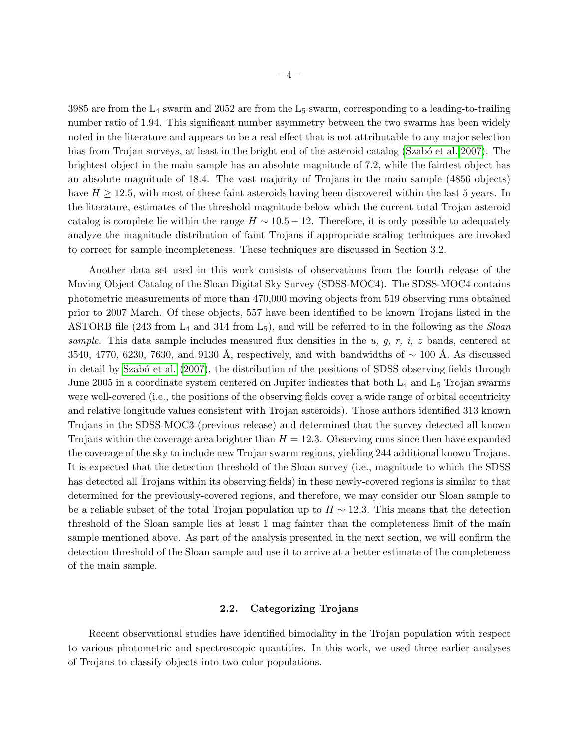3985 are from the $L_4$ swarm and 2052 are from the $L_5$ swarm, corresponding to a leading-to-trailing number ratio of 1.94. This significant number asymmetry between the two swarms has been widely noted in the literature and appears to be a real effect that is not attributable to any major selection bias from Trojan surveys, at least in the bright end of the asteroid catalog (Szabó et al. 2007). The brightest object in the main sample has an absolute magnitude of 7.2, while the faintest object has an absolute magnitude of 18.4. The vast majority of Trojans in the main sample (4856 objects) have $H \geq 12.5$, with most of these faint asteroids having been discovered within the last 5 years. In the literature, estimates of the threshold magnitude below which the current total Trojan asteroid catalog is complete lie within the range $H \sim 10.5-12$. Therefore, it is only possible to adequately analyze the magnitude distribution of faint Trojans if appropriate scaling techniques are invoked to correct for sample incompleteness. These techniques are discussed in Section 3.2.

Another data set used in this work consists of observations from the fourth release of the Moving Object Catalog of the Sloan Digital Sky Survey (SDSS-MOC4). The SDSS-MOC4 contains photometric measurements of more than 470,000 moving objects from 519 observing runs obtained prior to 2007 March. Of these objects, 557 have been identified to be known Trojans listed in the ASTORB file (243 from $L_4$ and 314 from $L_5$), and will be referred to in the following as the *Sloan sample*. This data sample includes measured flux densities in the *u, g, r, i, z* bands, centered at 3540, 4770, 6230, 7630, and 9130 Å, respectively, and with bandwidths of $\sim$ 100 Å. As discussed in detail by Szabó et al. (2007), the distribution of the positions of SDSS observing fields through June 2005 in a coordinate system centered on Jupiter indicates that both $L_4$ and $L_5$ Trojan swarms were well-covered (i.e., the positions of the observing fields cover a wide range of orbital eccentricity and relative longitude values consistent with Trojan asteroids). Those authors identified 313 known Trojans in the SDSS-MOC3 (previous release) and determined that the survey detected all known Trojans within the coverage area brighter than $H = 12.3$. Observing runs since then have expanded the coverage of the sky to include new Trojan swarm regions, yielding 244 additional known Trojans. It is expected that the detection threshold of the Sloan survey (i.e., magnitude to which the SDSS has detected all Trojans within its observing fields) in these newly-covered regions is similar to that determined for the previously-covered regions, and therefore, we may consider our Sloan sample to be a reliable subset of the total Trojan population up to $H \sim 12.3$. This means that the detection threshold of the Sloan sample lies at least 1 mag fainter than the completeness limit of the main sample mentioned above. As part of the analysis presented in the next section, we will confirm the detection threshold of the Sloan sample and use it to arrive at a better estimate of the completeness of the main sample.

### 2.2. Categorizing Trojans

Recent observational studies have identified bimodality in the Trojan population with respect to various photometric and spectroscopic quantities. In this work, we used three earlier analyses of Trojans to classify objects into two color populations.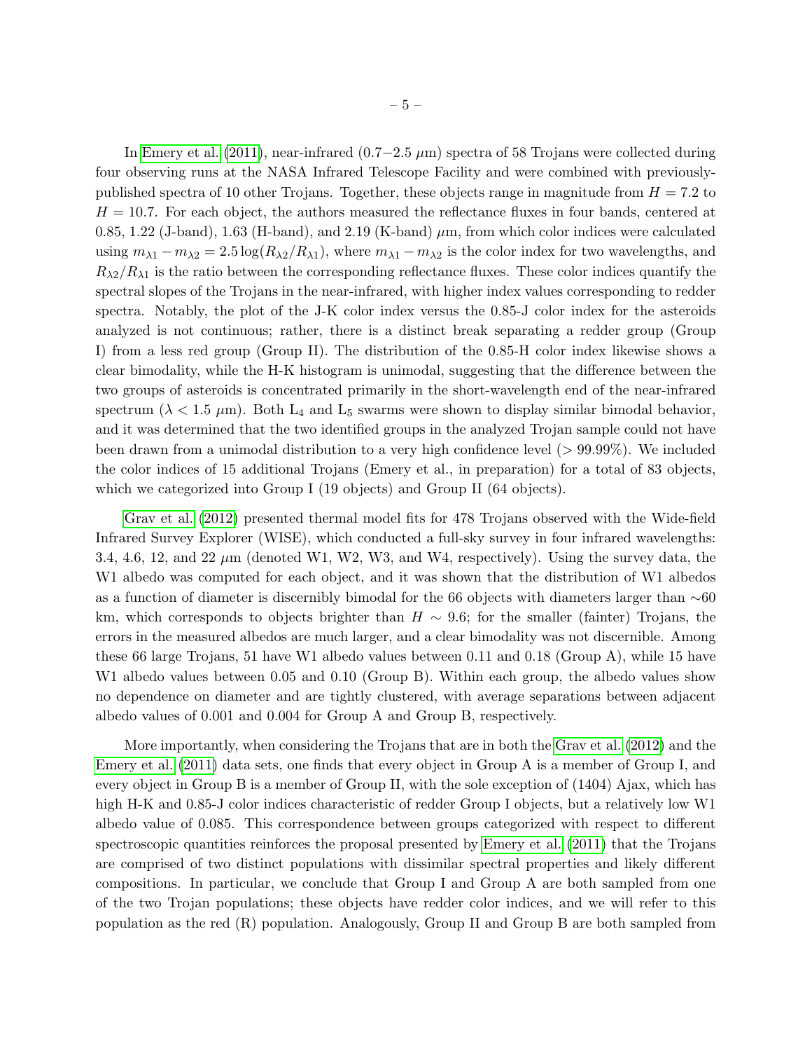In Emery et al. (2011), near-infrared (0.7−2.5 $\mu$m) spectra of 58 Trojans were collected during four observing runs at the NASA Infrared Telescope Facility and were combined with previously-published spectra of 10 other Trojans. Together, these objects range in magnitude from $H = 7.2$ to $H = 10.7$. For each object, the authors measured the reflectance fluxes in four bands, centered at 0.85, 1.22 (J-band), 1.63 (H-band), and 2.19 (K-band) $\mu$m, from which color indices were calculated using $m_{\lambda 1} - m_{\lambda 2} = 2.5 \log(R_{\lambda 2}/R_{\lambda 1})$, where $m_{\lambda 1} - m_{\lambda 2}$ is the color index for two wavelengths, and $R_{\lambda 2}/R_{\lambda 1}$ is the ratio between the corresponding reflectance fluxes. These color indices quantify the spectral slopes of the Trojans in the near-infrared, with higher index values corresponding to redder spectra. Notably, the plot of the J-K color index versus the 0.85-J color index for the asteroids analyzed is not continuous; rather, there is a distinct break separating a redder group (Group I) from a less red group (Group II). The distribution of the 0.85-H color index likewise shows a clear bimodality, while the H-K histogram is unimodal, suggesting that the difference between the two groups of asteroids is concentrated primarily in the short-wavelength end of the near-infrared spectrum ($\lambda < 1.5$ $\mu$m). Both $L_4$ and $L_5$ swarms were shown to display similar bimodal behavior, and it was determined that the two identified groups in the analyzed Trojan sample could not have been drawn from a unimodal distribution to a very high confidence level ($> 99.99\%$). We included the color indices of 15 additional Trojans (Emery et al., in preparation) for a total of 83 objects, which we categorized into Group I (19 objects) and Group II (64 objects).

Grav et al. (2012) presented thermal model fits for 478 Trojans observed with the Wide-field Infrared Survey Explorer (WISE), which conducted a full-sky survey in four infrared wavelengths: 3.4, 4.6, 12, and 22 $\mu$m (denoted W1, W2, W3, and W4, respectively). Using the survey data, the W1 albedo was computed for each object, and it was shown that the distribution of W1 albedos as a function of diameter is discernibly bimodal for the 66 objects with diameters larger than $\sim$60 km, which corresponds to objects brighter than $H \sim 9.6$; for the smaller (fainter) Trojans, the errors in the measured albedos are much larger, and a clear bimodality was not discernible. Among these 66 large Trojans, 51 have W1 albedo values between 0.11 and 0.18 (Group A), while 15 have W1 albedo values between 0.05 and 0.10 (Group B). Within each group, the albedo values show no dependence on diameter and are tightly clustered, with average separations between adjacent albedo values of 0.001 and 0.004 for Group A and Group B, respectively.

More importantly, when considering the Trojans that are in both the Grav et al. (2012) and the Emery et al. (2011) data sets, one finds that every object in Group A is a member of Group I, and every object in Group B is a member of Group II, with the sole exception of (1404) Ajax, which has high H-K and 0.85-J color indices characteristic of redder Group I objects, but a relatively low W1 albedo value of 0.085. This correspondence between groups categorized with respect to different spectroscopic quantities reinforces the proposal presented by Emery et al. (2011) that the Trojans are comprised of two distinct populations with dissimilar spectral properties and likely different compositions. In particular, we conclude that Group I and Group A are both sampled from one of the two Trojan populations; these objects have redder color indices, and we will refer to this population as the red (R) population. Analogously, Group II and Group B are both sampled from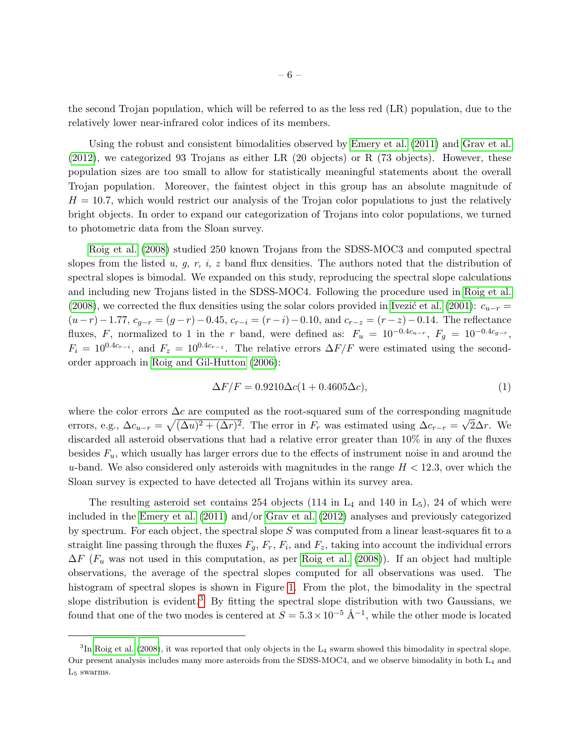the second Trojan population, which will be referred to as the less red (LR) population, due to the relatively lower near-infrared color indices of its members.

Using the robust and consistent bimodalities observed by Emery et al. (2011) and Grav et al. (2012), we categorized 93 Trojans as either LR (20 objects) or R (73 objects). However, these population sizes are too small to allow for statistically meaningful statements about the overall Trojan population. Moreover, the faintest object in this group has an absolute magnitude of $H = 10.7$, which would restrict our analysis of the Trojan color populations to just the relatively bright objects. In order to expand our categorization of Trojans into color populations, we turned to photometric data from the Sloan survey.

Roig et al. (2008) studied 250 known Trojans from the SDSS-MOC3 and computed spectral slopes from the listed *u, g, r, i, z* band flux densities. The authors noted that the distribution of spectral slopes is bimodal. We expanded on this study, reproducing the spectral slope calculations and including new Trojans listed in the SDSS-MOC4. Following the procedure used in Roig et al. (2008), we corrected the flux densities using the solar colors provided in Ivezić et al. (2001): $c_{u-r} = (u-r) - 1.77$, $c_{g-r} = (g-r) - 0.45$, $c_{r-i} = (r-i) - 0.10$, and $c_{r-z} = (r-z) - 0.14$. The reflectance fluxes, $F$, normalized to 1 in the $r$ band, were defined as: $F_u = 10^{-0.4c_{u-r}}$, $F_g = 10^{-0.4c_{g-r}}$, $F_i = 10^{0.4c_{r-i}}$, and $F_z = 10^{0.4c_{r-z}}$. The relative errors $\Delta F/F$ were estimated using the second-order approach in Roig and Gil-Hutton (2006):

$$\Delta F/F = 0.9210\Delta c(1 + 0.4605\Delta c), \tag{1}$$

where the color errors $\Delta c$ are computed as the root-squared sum of the corresponding magnitude errors, e.g., $\Delta c_{u-r} = \sqrt{(\Delta u)^2 + (\Delta r)^2}$. The error in $F_r$ was estimated using $\Delta c_{r-r} = \sqrt{2}\Delta r$. We discarded all asteroid observations that had a relative error greater than 10% in any of the fluxes besides $F_u$, which usually has larger errors due to the effects of instrument noise in and around the $u$-band. We also considered only asteroids with magnitudes in the range $H < 12.3$, over which the Sloan survey is expected to have detected all Trojans within its survey area.

The resulting asteroid set contains 254 objects (114 in $L_4$ and 140 in $L_5$), 24 of which were included in the Emery et al. (2011) and/or Grav et al. (2012) analyses and previously categorized by spectrum. For each object, the spectral slope $S$ was computed from a linear least-squares fit to a straight line passing through the fluxes $F_g$, $F_r$, $F_i$, and $F_z$, taking into account the individual errors $\Delta F$ ($F_u$ was not used in this computation, as per Roig et al. (2008)). If an object had multiple observations, the average of the spectral slopes computed for all observations was used. The histogram of spectral slopes is shown in Figure 1. From the plot, the bimodality in the spectral slope distribution is evident.[3] By fitting the spectral slope distribution with two Gaussians, we found that one of the two modes is centered at $S = 5.3 \times 10^{-5}$ Å$^{-1}$, while the other mode is located

[3] In Roig et al. (2008), it was reported that only objects in the $L_4$ swarm showed this bimodality in spectral slope. Our present analysis includes many more asteroids from the SDSS-MOC4, and we observe bimodality in both $L_4$ and $L_5$ swarms.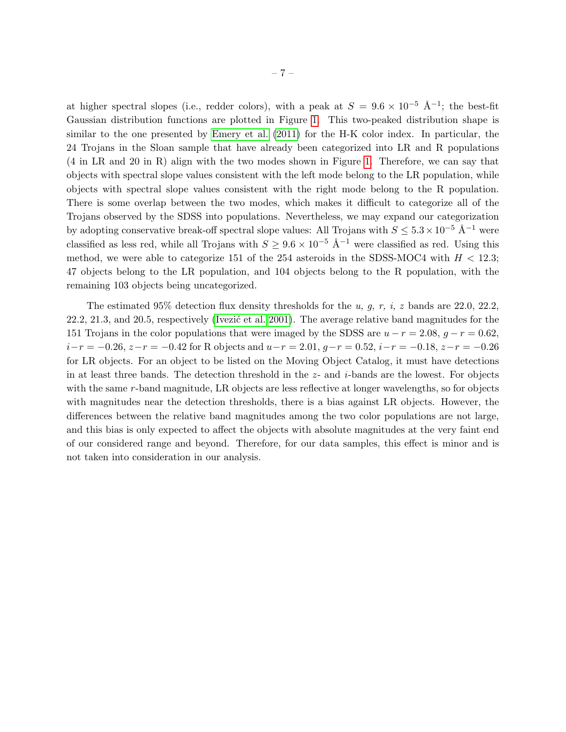at higher spectral slopes (i.e., redder colors), with a peak at $S = 9.6 \times 10^{-5}$ Å$^{-1}$; the best-fit Gaussian distribution functions are plotted in Figure 1. This two-peaked distribution shape is similar to the one presented by Emery et al. (2011) for the H-K color index. In particular, the 24 Trojans in the Sloan sample that have already been categorized into LR and R populations (4 in LR and 20 in R) align with the two modes shown in Figure 1. Therefore, we can say that objects with spectral slope values consistent with the left mode belong to the LR population, while objects with spectral slope values consistent with the right mode belong to the R population. There is some overlap between the two modes, which makes it difficult to categorize all of the Trojans observed by the SDSS into populations. Nevertheless, we may expand our categorization by adopting conservative break-off spectral slope values: All Trojans with $S \leq 5.3 \times 10^{-5}$ Å$^{-1}$ were classified as less red, while all Trojans with $S \geq 9.6 \times 10^{-5}$ Å$^{-1}$ were classified as red. Using this method, we were able to categorize 151 of the 254 asteroids in the SDSS-MOC4 with $H < 12.3$; 47 objects belong to the LR population, and 104 objects belong to the R population, with the remaining 103 objects being uncategorized.

The estimated 95% detection flux density thresholds for the *u, g, r, i, z* bands are 22.0, 22.2, 22.2, 21.3, and 20.5, respectively (Ivezić et al. 2001). The average relative band magnitudes for the 151 Trojans in the color populations that were imaged by the SDSS are $u - r = 2.08$, $g - r = 0.62$, $i - r = -0.26$, $z - r = -0.42$ for R objects and $u - r = 2.01$, $g - r = 0.52$, $i - r = -0.18$, $z - r = -0.26$ for LR objects. For an object to be listed on the Moving Object Catalog, it must have detections in at least three bands. The detection threshold in the $z$- and $i$-bands are the lowest. For objects with the same $r$-band magnitude, LR objects are less reflective at longer wavelengths, so for objects with magnitudes near the detection thresholds, there is a bias against LR objects. However, the differences between the relative band magnitudes among the two color populations are not large, and this bias is only expected to affect the objects with absolute magnitudes at the very faint end of our considered range and beyond. Therefore, for our data samples, this effect is minor and is not taken into consideration in our analysis.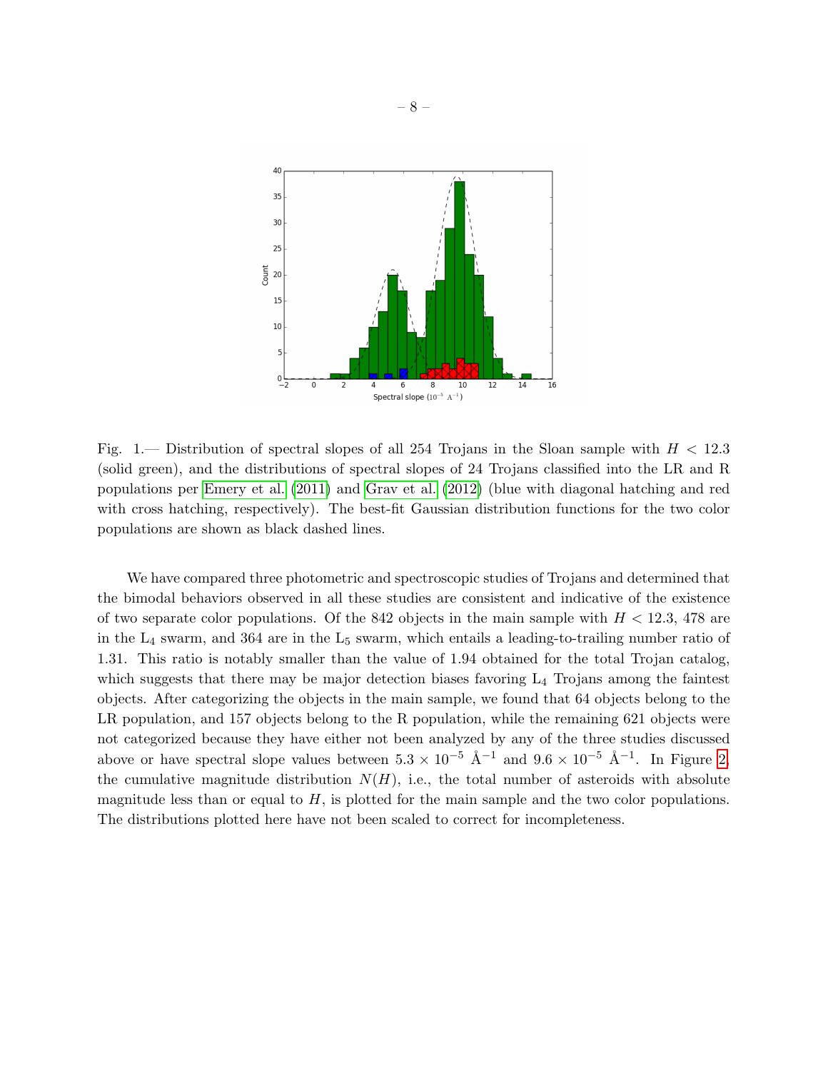40
35
30
25
20
15
10
5
0
Count
−2
0
2
4
6
8
10
12
14
16
Spectral slope ($10^{-5}$ A$^{-1}$)

Fig. 1.— Distribution of spectral slopes of all 254 Trojans in the Sloan sample with $H < 12.3$ (solid green), and the distributions of spectral slopes of 24 Trojans classified into the LR and R populations per Emery et al. (2011) and Grav et al. (2012) (blue with diagonal hatching and red with cross hatching, respectively). The best-fit Gaussian distribution functions for the two color populations are shown as black dashed lines.

We have compared three photometric and spectroscopic studies of Trojans and determined that the bimodal behaviors observed in all these studies are consistent and indicative of the existence of two separate color populations. Of the 842 objects in the main sample with $H < 12.3$, 478 are in the $L_4$ swarm, and 364 are in the $L_5$ swarm, which entails a leading-to-trailing number ratio of 1.31. This ratio is notably smaller than the value of 1.94 obtained for the total Trojan catalog, which suggests that there may be major detection biases favoring $L_4$ Trojans among the faintest objects. After categorizing the objects in the main sample, we found that 64 objects belong to the LR population, and 157 objects belong to the R population, while the remaining 621 objects were not categorized because they have either not been analyzed by any of the three studies discussed above or have spectral slope values between $5.3 \times 10^{-5}$ Å$^{-1}$ and $9.6 \times 10^{-5}$ Å$^{-1}$. In Figure 2, the cumulative magnitude distribution $N(H)$, i.e., the total number of asteroids with absolute magnitude less than or equal to $H$, is plotted for the main sample and the two color populations. The distributions plotted here have not been scaled to correct for incompleteness.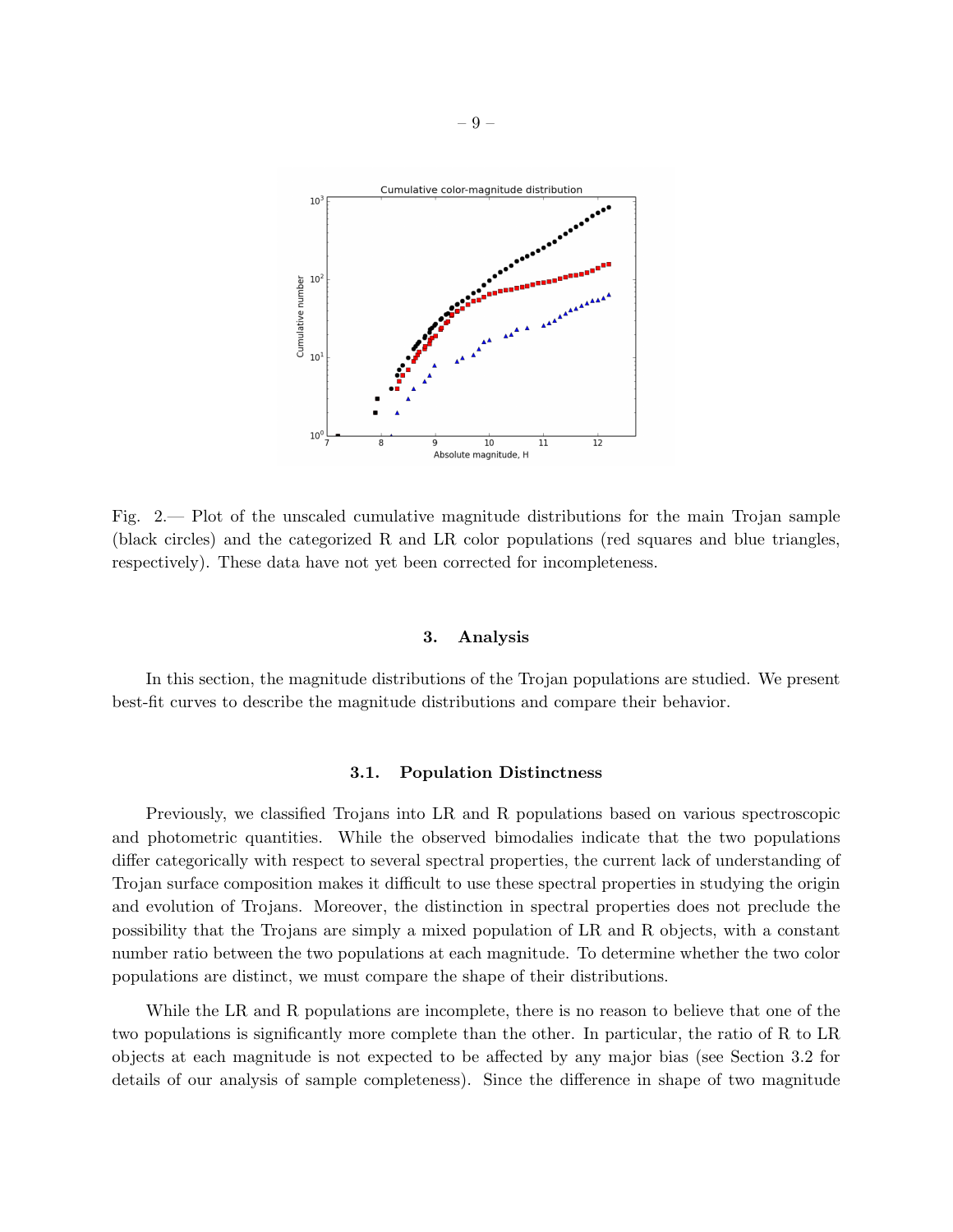Cumulative color-magnitude distribution

$10^3$

$10^2$

$10^1$

$10^0$

Cumulative number

7 8 9 10 11 12

Absolute magnitude, H

Fig. 2.— Plot of the unscaled cumulative magnitude distributions for the main Trojan sample (black circles) and the categorized R and LR color populations (red squares and blue triangles, respectively). These data have not yet been corrected for incompleteness.

## 3. Analysis

In this section, the magnitude distributions of the Trojan populations are studied. We present best-fit curves to describe the magnitude distributions and compare their behavior.

### 3.1. Population Distinctness

Previously, we classified Trojans into LR and R populations based on various spectroscopic and photometric quantities. While the observed bimodalies indicate that the two populations differ categorically with respect to several spectral properties, the current lack of understanding of Trojan surface composition makes it difficult to use these spectral properties in studying the origin and evolution of Trojans. Moreover, the distinction in spectral properties does not preclude the possibility that the Trojans are simply a mixed population of LR and R objects, with a constant number ratio between the two populations at each magnitude. To determine whether the two color populations are distinct, we must compare the shape of their distributions.

While the LR and R populations are incomplete, there is no reason to believe that one of the two populations is significantly more complete than the other. In particular, the ratio of R to LR objects at each magnitude is not expected to be affected by any major bias (see Section 3.2 for details of our analysis of sample completeness). Since the difference in shape of two magnitude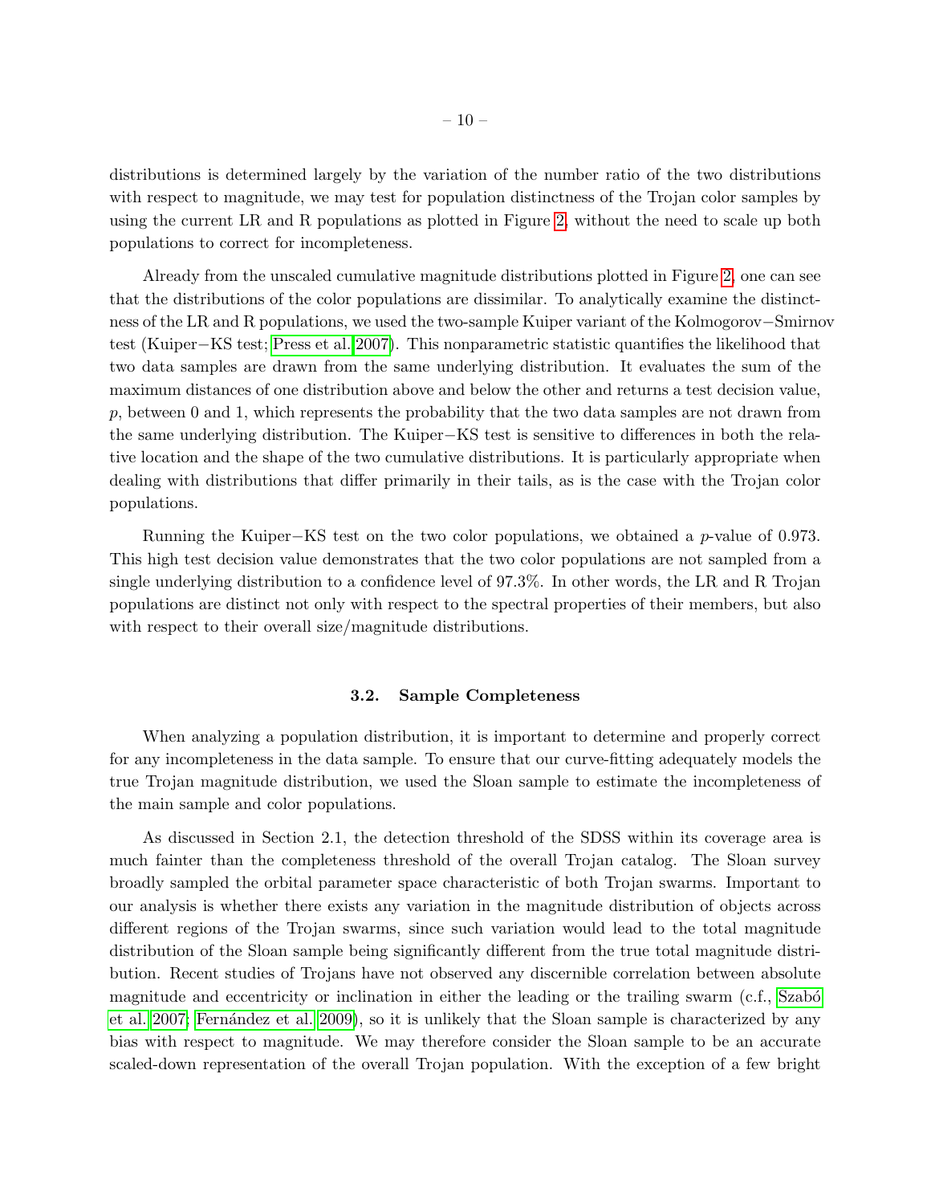distributions is determined largely by the variation of the number ratio of the two distributions with respect to magnitude, we may test for population distinctness of the Trojan color samples by using the current LR and R populations as plotted in Figure 2, without the need to scale up both populations to correct for incompleteness.

Already from the unscaled cumulative magnitude distributions plotted in Figure 2, one can see that the distributions of the color populations are dissimilar. To analytically examine the distinctness of the LR and R populations, we used the two-sample Kuiper variant of the Kolmogorov−Smirnov test (Kuiper−KS test; Press et al. 2007). This nonparametric statistic quantifies the likelihood that two data samples are drawn from the same underlying distribution. It evaluates the sum of the maximum distances of one distribution above and below the other and returns a test decision value, $p$, between 0 and 1, which represents the probability that the two data samples are not drawn from the same underlying distribution. The Kuiper−KS test is sensitive to differences in both the relative location and the shape of the two cumulative distributions. It is particularly appropriate when dealing with distributions that differ primarily in their tails, as is the case with the Trojan color populations.

Running the Kuiper−KS test on the two color populations, we obtained a $p$-value of 0.973. This high test decision value demonstrates that the two color populations are not sampled from a single underlying distribution to a confidence level of 97.3%. In other words, the LR and R Trojan populations are distinct not only with respect to the spectral properties of their members, but also with respect to their overall size/magnitude distributions.

### 3.2. Sample Completeness

When analyzing a population distribution, it is important to determine and properly correct for any incompleteness in the data sample. To ensure that our curve-fitting adequately models the true Trojan magnitude distribution, we used the Sloan sample to estimate the incompleteness of the main sample and color populations.

As discussed in Section 2.1, the detection threshold of the SDSS within its coverage area is much fainter than the completeness threshold of the overall Trojan catalog. The Sloan survey broadly sampled the orbital parameter space characteristic of both Trojan swarms. Important to our analysis is whether there exists any variation in the magnitude distribution of objects across different regions of the Trojan swarms, since such variation would lead to the total magnitude distribution of the Sloan sample being significantly different from the true total magnitude distribution. Recent studies of Trojans have not observed any discernible correlation between absolute magnitude and eccentricity or inclination in either the leading or the trailing swarm (c.f., Szabó et al. 2007; Fernández et al. 2009), so it is unlikely that the Sloan sample is characterized by any bias with respect to magnitude. We may therefore consider the Sloan sample to be an accurate scaled-down representation of the overall Trojan population. With the exception of a few bright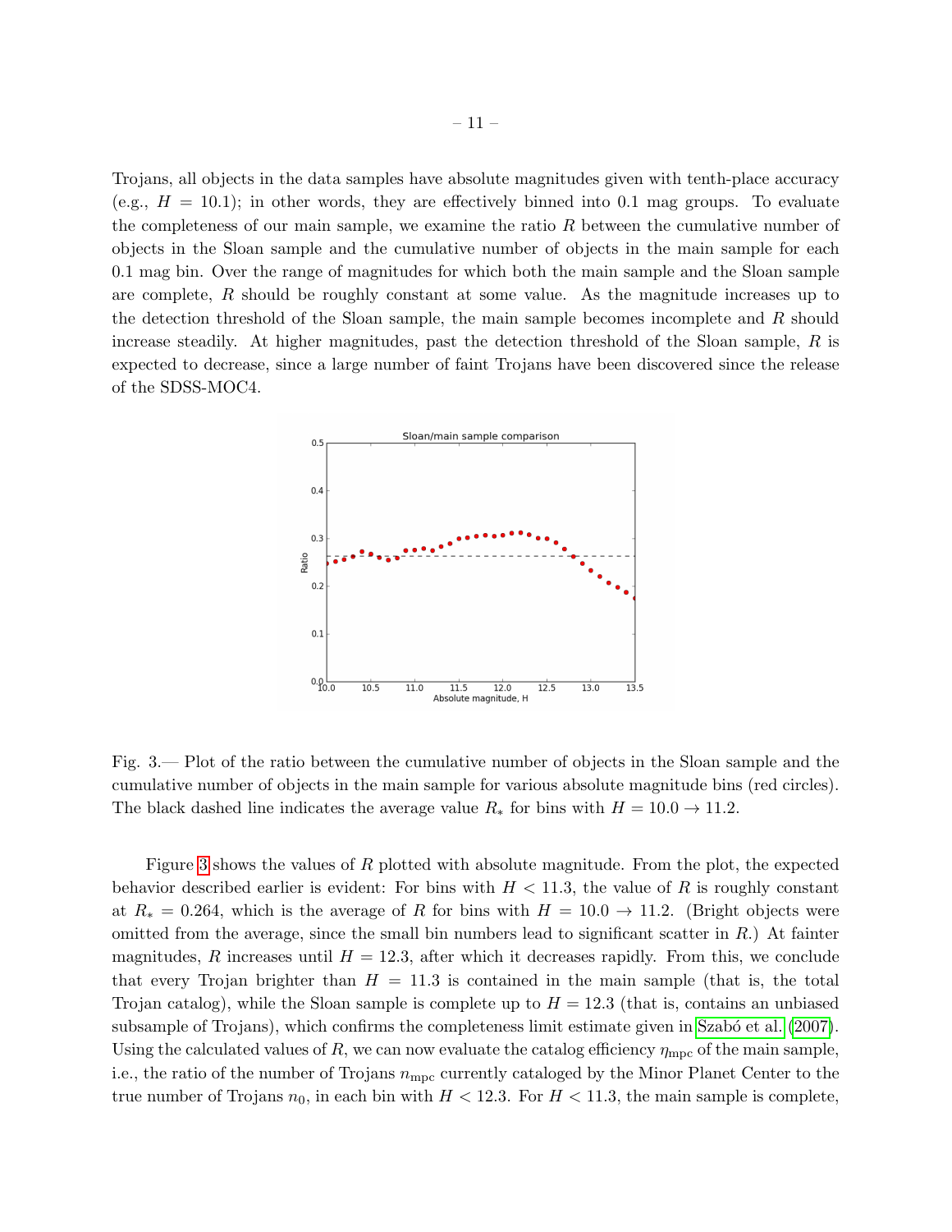Trojans, all objects in the data samples have absolute magnitudes given with tenth-place accuracy (e.g., $H = 10.1$); in other words, they are effectively binned into 0.1 mag groups. To evaluate the completeness of our main sample, we examine the ratio $R$ between the cumulative number of objects in the Sloan sample and the cumulative number of objects in the main sample for each 0.1 mag bin. Over the range of magnitudes for which both the main sample and the Sloan sample are complete, $R$ should be roughly constant at some value. As the magnitude increases up to the detection threshold of the Sloan sample, the main sample becomes incomplete and $R$ should increase steadily. At higher magnitudes, past the detection threshold of the Sloan sample, $R$ is expected to decrease, since a large number of faint Trojans have been discovered since the release of the SDSS-MOC4.

Sloan/main sample comparison

Ratio

0.0
0.1
0.2
0.3
0.4
0.5

10.0
10.5
11.0
11.5
12.0
12.5
13.0
13.5

Absolute magnitude, H

Fig. 3.— Plot of the ratio between the cumulative number of objects in the Sloan sample and the cumulative number of objects in the main sample for various absolute magnitude bins (red circles). The black dashed line indicates the average value $R_*$ for bins with $H = 10.0 \to 11.2$.

Figure 3 shows the values of $R$ plotted with absolute magnitude. From the plot, the expected behavior described earlier is evident: For bins with $H < 11.3$, the value of $R$ is roughly constant at $R_* = 0.264$, which is the average of $R$ for bins with $H = 10.0 \to 11.2$. (Bright objects were omitted from the average, since the small bin numbers lead to significant scatter in $R$.) At fainter magnitudes, $R$ increases until $H = 12.3$, after which it decreases rapidly. From this, we conclude that every Trojan brighter than $H = 11.3$ is contained in the main sample (that is, the total Trojan catalog), while the Sloan sample is complete up to $H = 12.3$ (that is, contains an unbiased subsample of Trojans), which confirms the completeness limit estimate given in Szabó et al. (2007). Using the calculated values of $R$, we can now evaluate the catalog efficiency $\eta_{\rm mpc}$ of the main sample, i.e., the ratio of the number of Trojans $n_{\rm mpc}$ currently cataloged by the Minor Planet Center to the true number of Trojans $n_0$, in each bin with $H < 12.3$. For $H < 11.3$, the main sample is complete,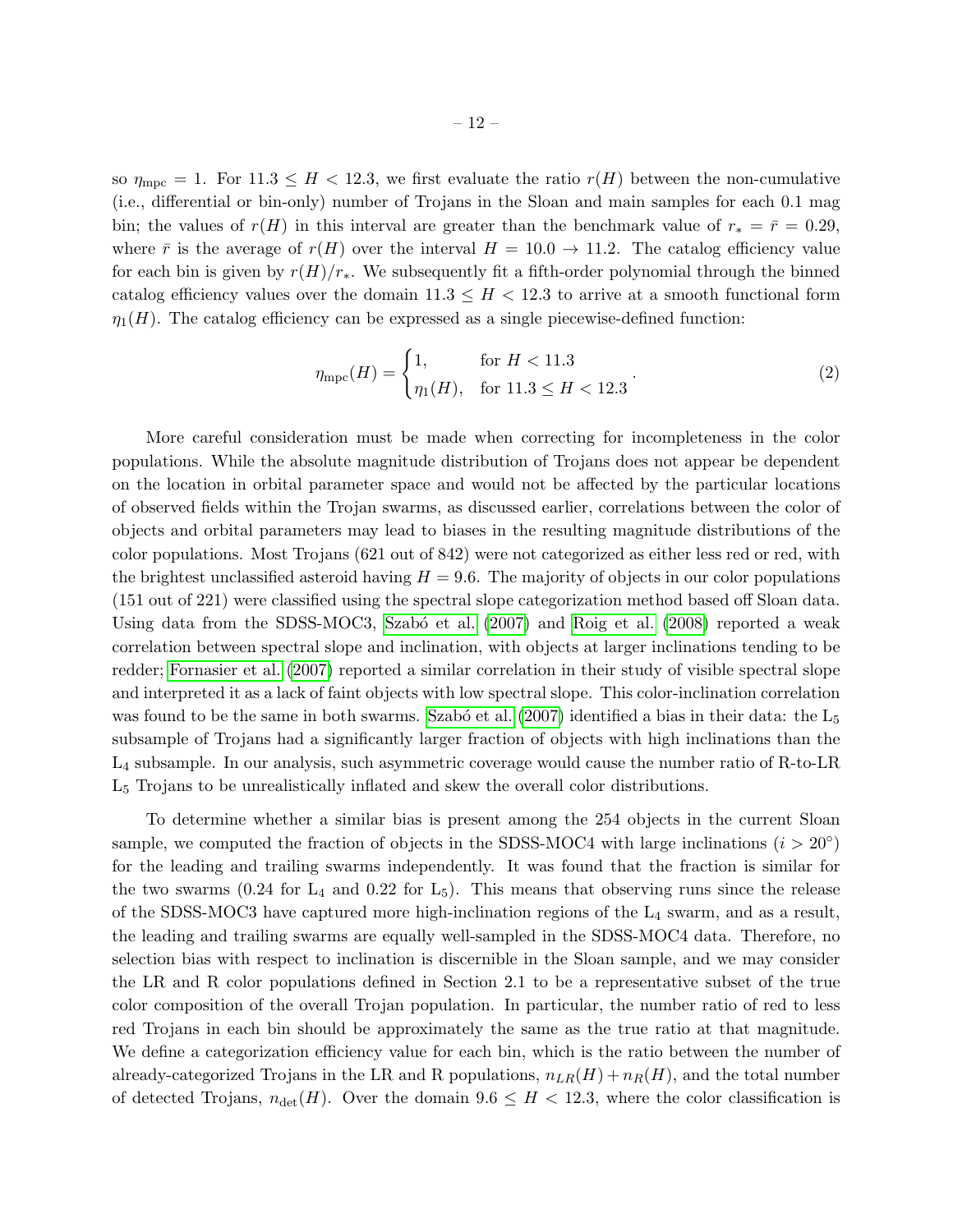so $\eta_{\rm mpc} = 1$. For $11.3 \leq H < 12.3$, we first evaluate the ratio $r(H)$ between the non-cumulative (i.e., differential or bin-only) number of Trojans in the Sloan and main samples for each 0.1 mag bin; the values of $r(H)$ in this interval are greater than the benchmark value of $r_* = \bar{r} = 0.29$, where $\bar{r}$ is the average of $r(H)$ over the interval $H = 10.0 \rightarrow 11.2$. The catalog efficiency value for each bin is given by $r(H)/r_*$. We subsequently fit a fifth-order polynomial through the binned catalog efficiency values over the domain $11.3 \leq H < 12.3$ to arrive at a smooth functional form $\eta_1(H)$. The catalog efficiency can be expressed as a single piecewise-defined function:

$$\eta_{\rm mpc}(H) = \begin{cases} 1, & \text{for } H < 11.3 \\ \eta_1(H), & \text{for } 11.3 \leq H < 12.3 \end{cases} . \tag{2}$$

More careful consideration must be made when correcting for incompleteness in the color populations. While the absolute magnitude distribution of Trojans does not appear be dependent on the location in orbital parameter space and would not be affected by the particular locations of observed fields within the Trojan swarms, as discussed earlier, correlations between the color of objects and orbital parameters may lead to biases in the resulting magnitude distributions of the color populations. Most Trojans (621 out of 842) were not categorized as either less red or red, with the brightest unclassified asteroid having $H = 9.6$. The majority of objects in our color populations (151 out of 221) were classified using the spectral slope categorization method based off Sloan data. Using data from the SDSS-MOC3, Szabó et al. (2007) and Roig et al. (2008) reported a weak correlation between spectral slope and inclination, with objects at larger inclinations tending to be redder; Fornasier et al. (2007) reported a similar correlation in their study of visible spectral slope and interpreted it as a lack of faint objects with low spectral slope. This color-inclination correlation was found to be the same in both swarms. Szabó et al. (2007) identified a bias in their data: the $L_5$ subsample of Trojans had a significantly larger fraction of objects with high inclinations than the $L_4$ subsample. In our analysis, such asymmetric coverage would cause the number ratio of R-to-LR $L_5$ Trojans to be unrealistically inflated and skew the overall color distributions.

To determine whether a similar bias is present among the 254 objects in the current Sloan sample, we computed the fraction of objects in the SDSS-MOC4 with large inclinations ($i > 20^\circ$) for the leading and trailing swarms independently. It was found that the fraction is similar for the two swarms (0.24 for $L_4$ and 0.22 for $L_5$). This means that observing runs since the release of the SDSS-MOC3 have captured more high-inclination regions of the $L_4$ swarm, and as a result, the leading and trailing swarms are equally well-sampled in the SDSS-MOC4 data. Therefore, no selection bias with respect to inclination is discernible in the Sloan sample, and we may consider the LR and R color populations defined in Section 2.1 to be a representative subset of the true color composition of the overall Trojan population. In particular, the number ratio of red to less red Trojans in each bin should be approximately the same as the true ratio at that magnitude. We define a categorization efficiency value for each bin, which is the ratio between the number of already-categorized Trojans in the LR and R populations, $n_{LR}(H) + n_R(H)$, and the total number of detected Trojans, $n_{\rm det}(H)$. Over the domain $9.6 \leq H < 12.3$, where the color classification is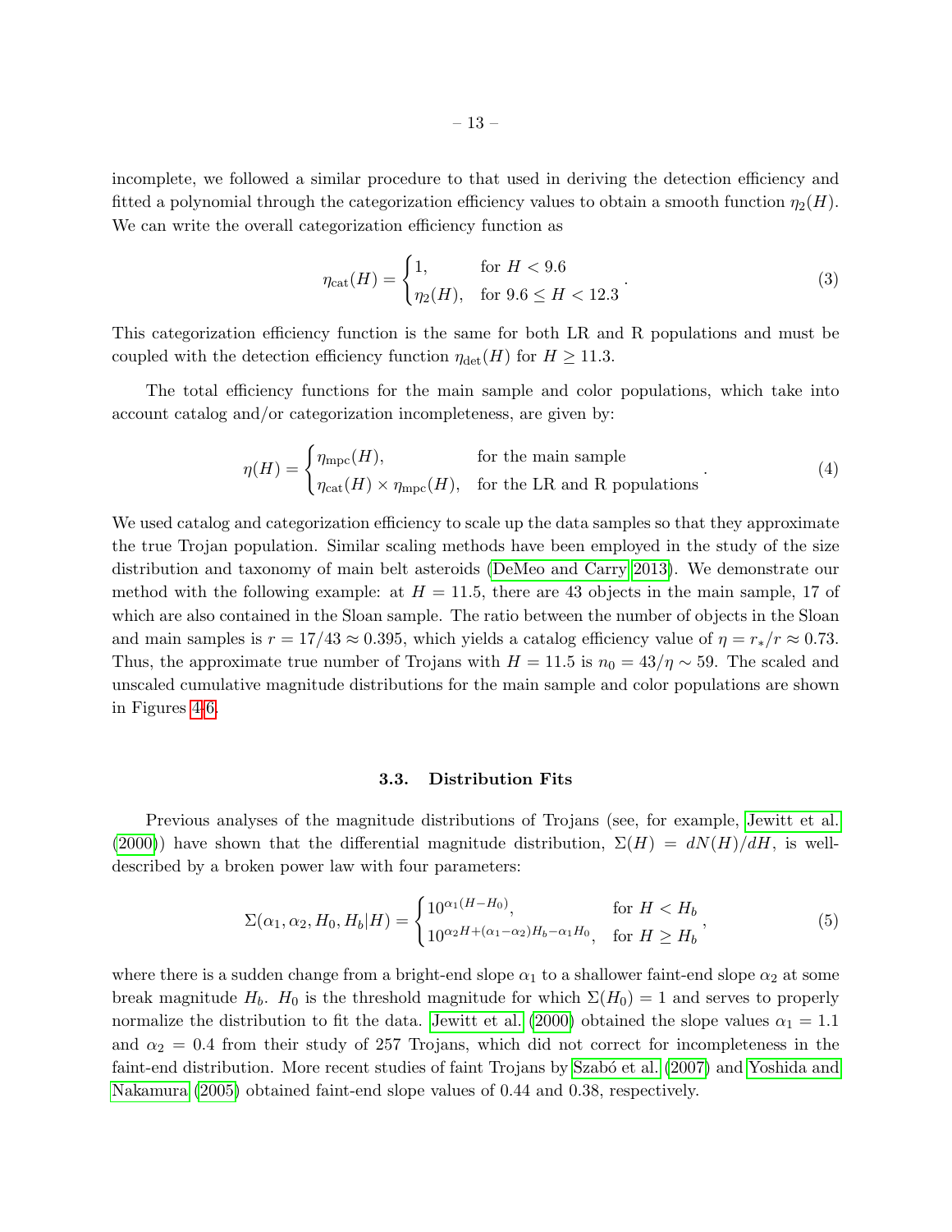incomplete, we followed a similar procedure to that used in deriving the detection efficiency and fitted a polynomial through the categorization efficiency values to obtain a smooth function $\eta_2(H)$. We can write the overall categorization efficiency function as

$$\eta_{\text{cat}}(H) = \begin{cases} 1, & \text{for } H < 9.6 \\ \eta_2(H), & \text{for } 9.6 \leq H < 12.3 \end{cases}. \tag{3}$$

This categorization efficiency function is the same for both LR and R populations and must be coupled with the detection efficiency function $\eta_{\text{det}}(H)$ for $H \geq 11.3$.

The total efficiency functions for the main sample and color populations, which take into account catalog and/or categorization incompleteness, are given by:

$$\eta(H) = \begin{cases} \eta_{\text{mpc}}(H), & \text{for the main sample} \\ \eta_{\text{cat}}(H) \times \eta_{\text{mpc}}(H), & \text{for the LR and R populations} \end{cases}. \tag{4}$$

We used catalog and categorization efficiency to scale up the data samples so that they approximate the true Trojan population. Similar scaling methods have been employed in the study of the size distribution and taxonomy of main belt asteroids (DeMeo and Carry 2013). We demonstrate our method with the following example: at $H = 11.5$, there are 43 objects in the main sample, 17 of which are also contained in the Sloan sample. The ratio between the number of objects in the Sloan and main samples is $r = 17/43 \approx 0.395$, which yields a catalog efficiency value of $\eta = r_*/r \approx 0.73$. Thus, the approximate true number of Trojans with $H = 11.5$ is $n_0 = 43/\eta \sim 59$. The scaled and unscaled cumulative magnitude distributions for the main sample and color populations are shown in Figures 4-6.

### 3.3. Distribution Fits

Previous analyses of the magnitude distributions of Trojans (see, for example, Jewitt et al. (2000)) have shown that the differential magnitude distribution, $\Sigma(H) = dN(H)/dH$, is well-described by a broken power law with four parameters:

$$\Sigma(\alpha_1, \alpha_2, H_0, H_b|H) = \begin{cases} 10^{\alpha_1(H-H_0)}, & \text{for } H < H_b \\ 10^{\alpha_2 H + (\alpha_1 - \alpha_2)H_b - \alpha_1 H_0}, & \text{for } H \geq H_b \end{cases}, \tag{5}$$

where there is a sudden change from a bright-end slope $\alpha_1$ to a shallower faint-end slope $\alpha_2$ at some break magnitude $H_b$. $H_0$ is the threshold magnitude for which $\Sigma(H_0) = 1$ and serves to properly normalize the distribution to fit the data. Jewitt et al. (2000) obtained the slope values $\alpha_1 = 1.1$ and $\alpha_2 = 0.4$ from their study of 257 Trojans, which did not correct for incompleteness in the faint-end distribution. More recent studies of faint Trojans by Szabó et al. (2007) and Yoshida and Nakamura (2005) obtained faint-end slope values of 0.44 and 0.38, respectively.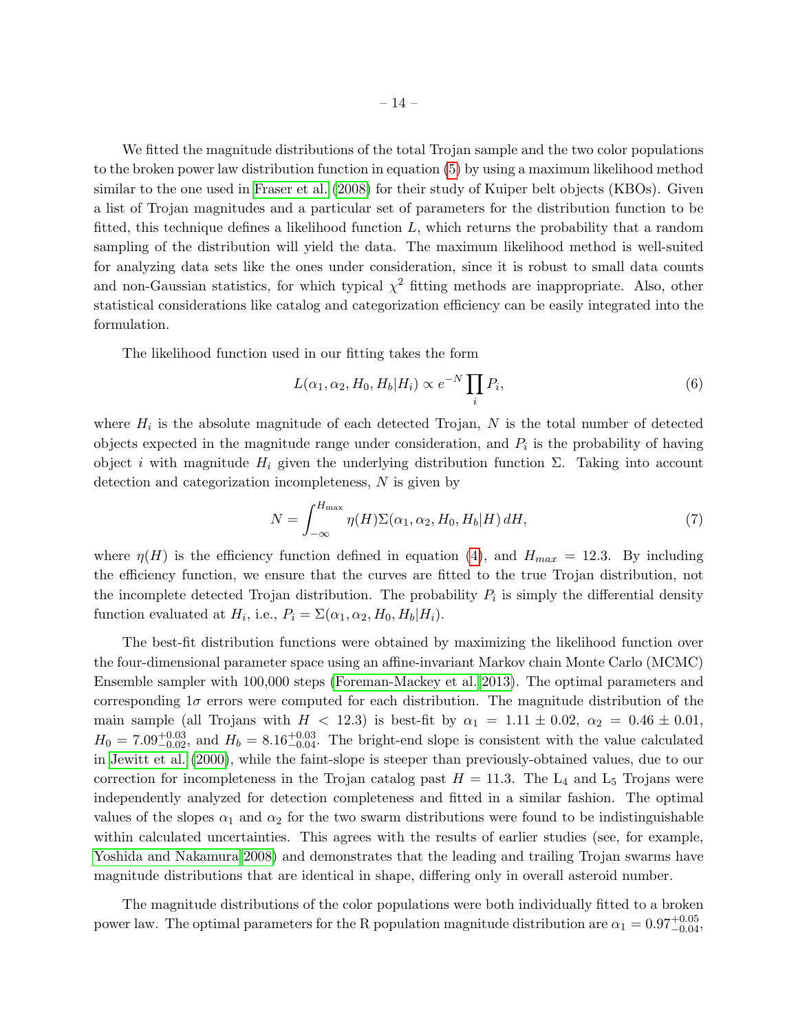We fitted the magnitude distributions of the total Trojan sample and the two color populations to the broken power law distribution function in equation (5) by using a maximum likelihood method similar to the one used in Fraser et al. (2008) for their study of Kuiper belt objects (KBOs). Given a list of Trojan magnitudes and a particular set of parameters for the distribution function to be fitted, this technique defines a likelihood function $L$, which returns the probability that a random sampling of the distribution will yield the data. The maximum likelihood method is well-suited for analyzing data sets like the ones under consideration, since it is robust to small data counts and non-Gaussian statistics, for which typical $\chi^2$ fitting methods are inappropriate. Also, other statistical considerations like catalog and categorization efficiency can be easily integrated into the formulation.

The likelihood function used in our fitting takes the form

$$L(\alpha_1, \alpha_2, H_0, H_b | H_i) \propto e^{-N} \prod_i P_i, \tag{6}$$

where $H_i$ is the absolute magnitude of each detected Trojan, $N$ is the total number of detected objects expected in the magnitude range under consideration, and $P_i$ is the probability of having object $i$ with magnitude $H_i$ given the underlying distribution function $\Sigma$. Taking into account detection and categorization incompleteness, $N$ is given by

$$N = \int_{-\infty}^{H_{\max}} \eta(H) \Sigma(\alpha_1, \alpha_2, H_0, H_b | H) \, dH, \tag{7}$$

where $\eta(H)$ is the efficiency function defined in equation (4), and $H_{max} = 12.3$. By including the efficiency function, we ensure that the curves are fitted to the true Trojan distribution, not the incomplete detected Trojan distribution. The probability $P_i$ is simply the differential density function evaluated at $H_i$, i.e., $P_i = \Sigma(\alpha_1, \alpha_2, H_0, H_b | H_i)$.

The best-fit distribution functions were obtained by maximizing the likelihood function over the four-dimensional parameter space using an affine-invariant Markov chain Monte Carlo (MCMC) Ensemble sampler with 100,000 steps (Foreman-Mackey et al. 2013). The optimal parameters and corresponding $1\sigma$ errors were computed for each distribution. The magnitude distribution of the main sample (all Trojans with $H < 12.3$) is best-fit by $\alpha_1 = 1.11 \pm 0.02$, $\alpha_2 = 0.46 \pm 0.01$, $H_0 = 7.09^{+0.03}_{-0.02}$, and $H_b = 8.16^{+0.03}_{-0.04}$. The bright-end slope is consistent with the value calculated in Jewitt et al. (2000), while the faint-slope is steeper than previously-obtained values, due to our correction for incompleteness in the Trojan catalog past $H = 11.3$. The $L_4$ and $L_5$ Trojans were independently analyzed for detection completeness and fitted in a similar fashion. The optimal values of the slopes $\alpha_1$ and $\alpha_2$ for the two swarm distributions were found to be indistinguishable within calculated uncertainties. This agrees with the results of earlier studies (see, for example, Yoshida and Nakamura 2008) and demonstrates that the leading and trailing Trojan swarms have magnitude distributions that are identical in shape, differing only in overall asteroid number.

The magnitude distributions of the color populations were both individually fitted to a broken power law. The optimal parameters for the R population magnitude distribution are $\alpha_1 = 0.97^{+0.05}_{-0.04}$,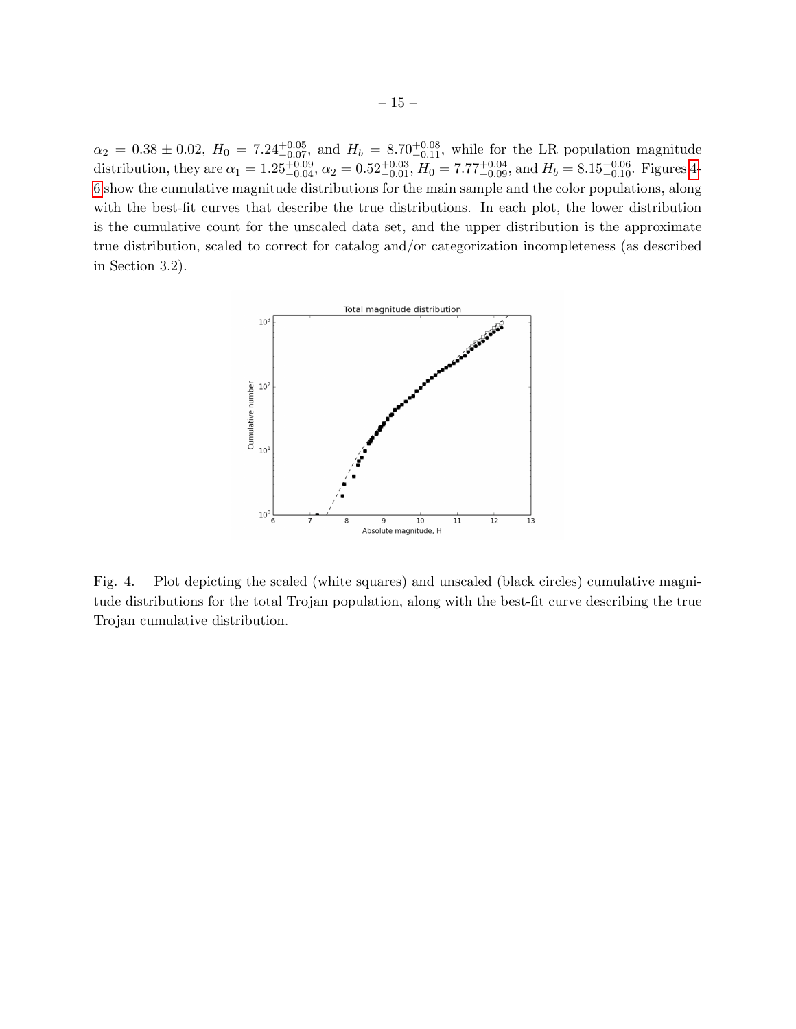$\alpha_2 = 0.38 \pm 0.02$, $H_0 = 7.24^{+0.05}_{-0.07}$, and $H_b = 8.70^{+0.08}_{-0.11}$, while for the LR population magnitude distribution, they are $\alpha_1 = 1.25^{+0.09}_{-0.04}$, $\alpha_2 = 0.52^{+0.03}_{-0.01}$, $H_0 = 7.77^{+0.04}_{-0.09}$, and $H_b = 8.15^{+0.06}_{-0.10}$. Figures 4-6 show the cumulative magnitude distributions for the main sample and the color populations, along with the best-fit curves that describe the true distributions. In each plot, the lower distribution is the cumulative count for the unscaled data set, and the upper distribution is the approximate true distribution, scaled to correct for catalog and/or categorization incompleteness (as described in Section 3.2).

Total magnitude distribution

Cumulative number

$10^3$
$10^2$
$10^1$
$10^0$

6 7 8 9 10 11 12 13

Absolute magnitude, H

Fig. 4.— Plot depicting the scaled (white squares) and unscaled (black circles) cumulative magnitude distributions for the total Trojan population, along with the best-fit curve describing the true Trojan cumulative distribution.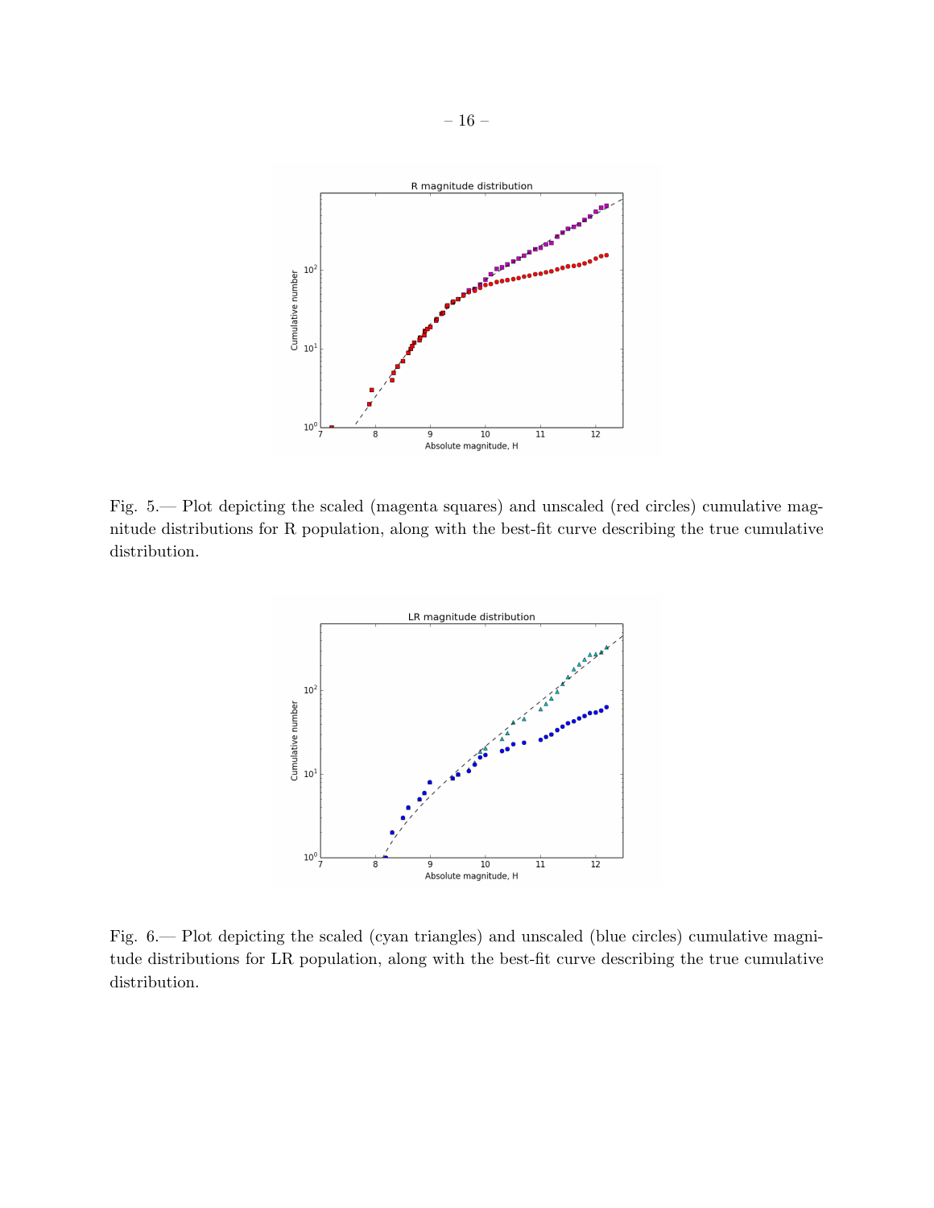R magnitude distribution

Cumulative number

$10^0$

$10^1$

$10^2$

7 8 9 10 11 12

Absolute magnitude, H

Fig. 5.— Plot depicting the scaled (magenta squares) and unscaled (red circles) cumulative magnitude distributions for R population, along with the best-fit curve describing the true cumulative distribution.

LR magnitude distribution

Cumulative number

$10^0$

$10^1$

$10^2$

7 8 9 10 11 12

Absolute magnitude, H

Fig. 6.— Plot depicting the scaled (cyan triangles) and unscaled (blue circles) cumulative magnitude distributions for LR population, along with the best-fit curve describing the true cumulative distribution.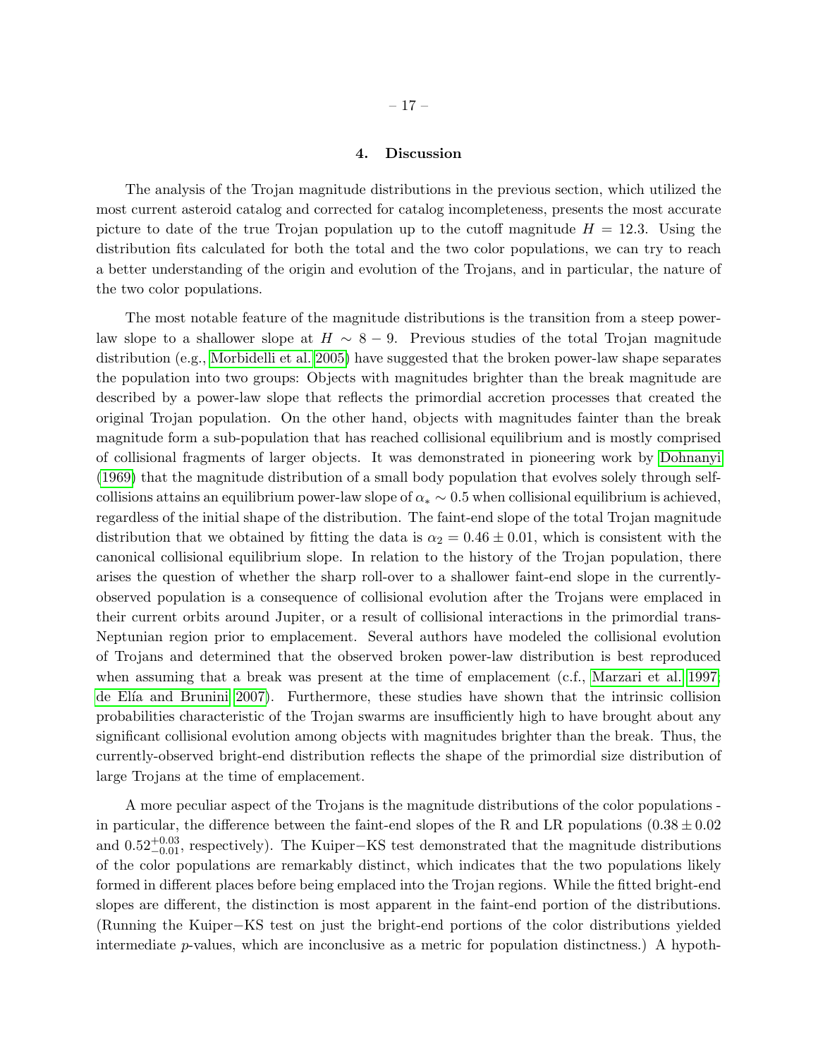## 4. Discussion

The analysis of the Trojan magnitude distributions in the previous section, which utilized the most current asteroid catalog and corrected for catalog incompleteness, presents the most accurate picture to date of the true Trojan population up to the cutoff magnitude $H = 12.3$. Using the distribution fits calculated for both the total and the two color populations, we can try to reach a better understanding of the origin and evolution of the Trojans, and in particular, the nature of the two color populations.

The most notable feature of the magnitude distributions is the transition from a steep power-law slope to a shallower slope at $H \sim 8 - 9$. Previous studies of the total Trojan magnitude distribution (e.g., Morbidelli et al. 2005) have suggested that the broken power-law shape separates the population into two groups: Objects with magnitudes brighter than the break magnitude are described by a power-law slope that reflects the primordial accretion processes that created the original Trojan population. On the other hand, objects with magnitudes fainter than the break magnitude form a sub-population that has reached collisional equilibrium and is mostly comprised of collisional fragments of larger objects. It was demonstrated in pioneering work by Dohnanyi (1969) that the magnitude distribution of a small body population that evolves solely through self-collisions attains an equilibrium power-law slope of $\alpha_* \sim 0.5$ when collisional equilibrium is achieved, regardless of the initial shape of the distribution. The faint-end slope of the total Trojan magnitude distribution that we obtained by fitting the data is $\alpha_2 = 0.46 \pm 0.01$, which is consistent with the canonical collisional equilibrium slope. In relation to the history of the Trojan population, there arises the question of whether the sharp roll-over to a shallower faint-end slope in the currently-observed population is a consequence of collisional evolution after the Trojans were emplaced in their current orbits around Jupiter, or a result of collisional interactions in the primordial trans-Neptunian region prior to emplacement. Several authors have modeled the collisional evolution of Trojans and determined that the observed broken power-law distribution is best reproduced when assuming that a break was present at the time of emplacement (c.f., Marzari et al. 1997; de Elía and Brunini 2007). Furthermore, these studies have shown that the intrinsic collision probabilities characteristic of the Trojan swarms are insufficiently high to have brought about any significant collisional evolution among objects with magnitudes brighter than the break. Thus, the currently-observed bright-end distribution reflects the shape of the primordial size distribution of large Trojans at the time of emplacement.

A more peculiar aspect of the Trojans is the magnitude distributions of the color populations - in particular, the difference between the faint-end slopes of the R and LR populations ($0.38 \pm 0.02$ and $0.52^{+0.03}_{-0.01}$, respectively). The Kuiper−KS test demonstrated that the magnitude distributions of the color populations are remarkably distinct, which indicates that the two populations likely formed in different places before being emplaced into the Trojan regions. While the fitted bright-end slopes are different, the distinction is most apparent in the faint-end portion of the distributions. (Running the Kuiper−KS test on just the bright-end portions of the color distributions yielded intermediate $p$-values, which are inconclusive as a metric for population distinctness.) A hypoth-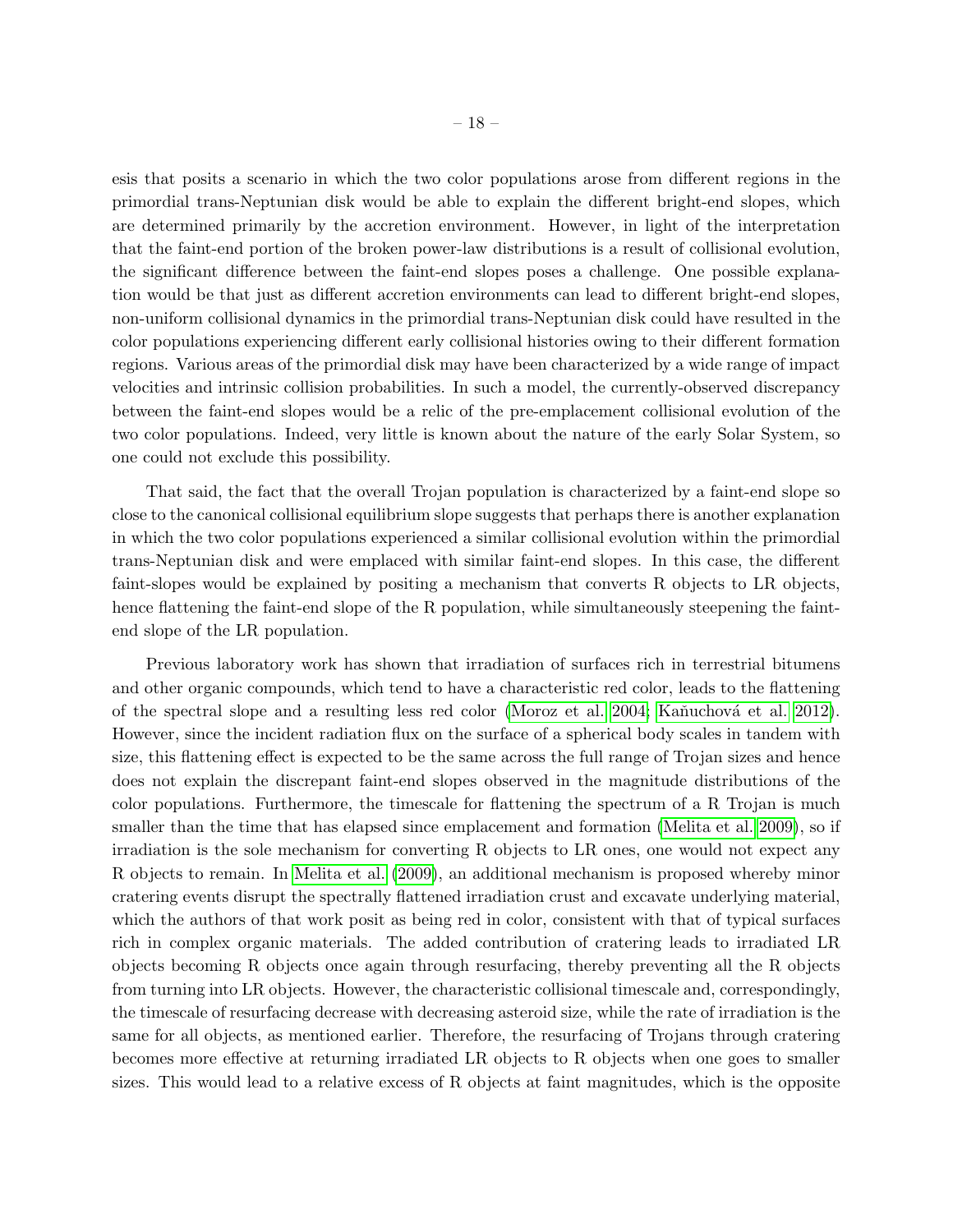esis that posits a scenario in which the two color populations arose from different regions in the primordial trans-Neptunian disk would be able to explain the different bright-end slopes, which are determined primarily by the accretion environment. However, in light of the interpretation that the faint-end portion of the broken power-law distributions is a result of collisional evolution, the significant difference between the faint-end slopes poses a challenge. One possible explanation would be that just as different accretion environments can lead to different bright-end slopes, non-uniform collisional dynamics in the primordial trans-Neptunian disk could have resulted in the color populations experiencing different early collisional histories owing to their different formation regions. Various areas of the primordial disk may have been characterized by a wide range of impact velocities and intrinsic collision probabilities. In such a model, the currently-observed discrepancy between the faint-end slopes would be a relic of the pre-emplacement collisional evolution of the two color populations. Indeed, very little is known about the nature of the early Solar System, so one could not exclude this possibility.

That said, the fact that the overall Trojan population is characterized by a faint-end slope so close to the canonical collisional equilibrium slope suggests that perhaps there is another explanation in which the two color populations experienced a similar collisional evolution within the primordial trans-Neptunian disk and were emplaced with similar faint-end slopes. In this case, the different faint-slopes would be explained by positing a mechanism that converts R objects to LR objects, hence flattening the faint-end slope of the R population, while simultaneously steepening the faint-end slope of the LR population.

Previous laboratory work has shown that irradiation of surfaces rich in terrestrial bitumens and other organic compounds, which tend to have a characteristic red color, leads to the flattening of the spectral slope and a resulting less red color (Moroz et al. 2004; Kaňuchová et al. 2012). However, since the incident radiation flux on the surface of a spherical body scales in tandem with size, this flattening effect is expected to be the same across the full range of Trojan sizes and hence does not explain the discrepant faint-end slopes observed in the magnitude distributions of the color populations. Furthermore, the timescale for flattening the spectrum of a R Trojan is much smaller than the time that has elapsed since emplacement and formation (Melita et al. 2009), so if irradiation is the sole mechanism for converting R objects to LR ones, one would not expect any R objects to remain. In Melita et al. (2009), an additional mechanism is proposed whereby minor cratering events disrupt the spectrally flattened irradiation crust and excavate underlying material, which the authors of that work posit as being red in color, consistent with that of typical surfaces rich in complex organic materials. The added contribution of cratering leads to irradiated LR objects becoming R objects once again through resurfacing, thereby preventing all the R objects from turning into LR objects. However, the characteristic collisional timescale and, correspondingly, the timescale of resurfacing decrease with decreasing asteroid size, while the rate of irradiation is the same for all objects, as mentioned earlier. Therefore, the resurfacing of Trojans through cratering becomes more effective at returning irradiated LR objects to R objects when one goes to smaller sizes. This would lead to a relative excess of R objects at faint magnitudes, which is the opposite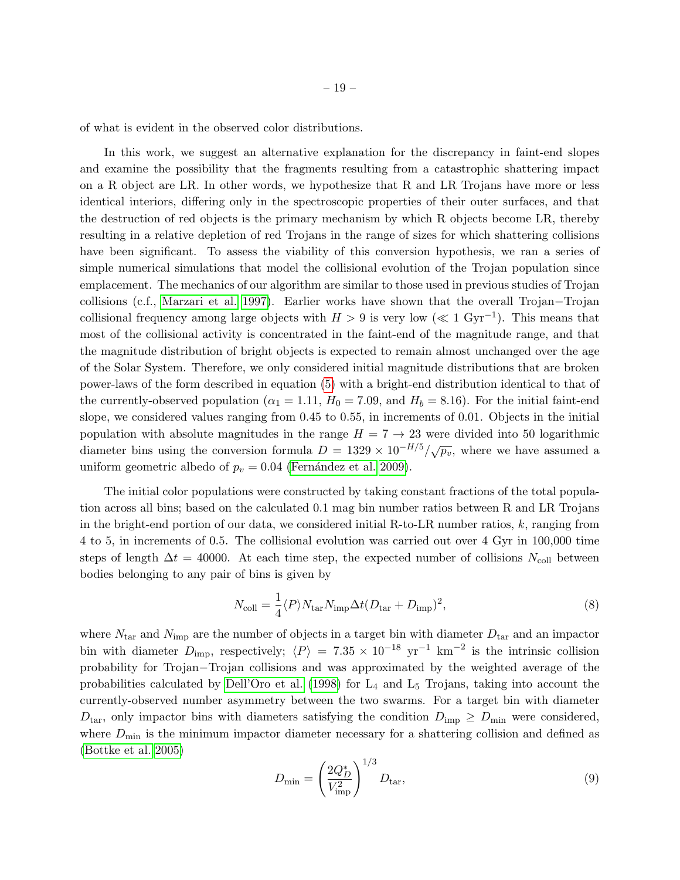of what is evident in the observed color distributions.

In this work, we suggest an alternative explanation for the discrepancy in faint-end slopes and examine the possibility that the fragments resulting from a catastrophic shattering impact on a R object are LR. In other words, we hypothesize that R and LR Trojans have more or less identical interiors, differing only in the spectroscopic properties of their outer surfaces, and that the destruction of red objects is the primary mechanism by which R objects become LR, thereby resulting in a relative depletion of red Trojans in the range of sizes for which shattering collisions have been significant. To assess the viability of this conversion hypothesis, we ran a series of simple numerical simulations that model the collisional evolution of the Trojan population since emplacement. The mechanics of our algorithm are similar to those used in previous studies of Trojan collisions (c.f., Marzari et al. 1997). Earlier works have shown that the overall Trojan−Trojan collisional frequency among large objects with $H > 9$ is very low ($\ll 1$ Gyr$^{-1}$). This means that most of the collisional activity is concentrated in the faint-end of the magnitude range, and that the magnitude distribution of bright objects is expected to remain almost unchanged over the age of the Solar System. Therefore, we only considered initial magnitude distributions that are broken power-laws of the form described in equation (5) with a bright-end distribution identical to that of the currently-observed population ($\alpha_1 = 1.11$, $H_0 = 7.09$, and $H_b = 8.16$). For the initial faint-end slope, we considered values ranging from 0.45 to 0.55, in increments of 0.01. Objects in the initial population with absolute magnitudes in the range $H = 7 \to 23$ were divided into 50 logarithmic diameter bins using the conversion formula $D = 1329 \times 10^{-H/5}/\sqrt{p_v}$, where we have assumed a uniform geometric albedo of $p_v = 0.04$ (Fernández et al. 2009).

The initial color populations were constructed by taking constant fractions of the total population across all bins; based on the calculated 0.1 mag bin number ratios between R and LR Trojans in the bright-end portion of our data, we considered initial R-to-LR number ratios, $k$, ranging from 4 to 5, in increments of 0.5. The collisional evolution was carried out over 4 Gyr in 100,000 time steps of length $\Delta t = 40000$. At each time step, the expected number of collisions $N_{\rm coll}$ between bodies belonging to any pair of bins is given by

$$N_{\rm coll} = \frac{1}{4}\langle P\rangle N_{\rm tar} N_{\rm imp} \Delta t (D_{\rm tar} + D_{\rm imp})^2, \tag{8}$$

where $N_{\rm tar}$ and $N_{\rm imp}$ are the number of objects in a target bin with diameter $D_{\rm tar}$ and an impactor bin with diameter $D_{\rm imp}$, respectively; $\langle P\rangle = 7.35 \times 10^{-18}$ yr$^{-1}$ km$^{-2}$ is the intrinsic collision probability for Trojan−Trojan collisions and was approximated by the weighted average of the probabilities calculated by Dell'Oro et al. (1998) for $L_4$ and $L_5$ Trojans, taking into account the currently-observed number asymmetry between the two swarms. For a target bin with diameter $D_{\rm tar}$, only impactor bins with diameters satisfying the condition $D_{\rm imp} \geq D_{\rm min}$ were considered, where $D_{\rm min}$ is the minimum impactor diameter necessary for a shattering collision and defined as (Bottke et al. 2005)

$$D_{\rm min} = \left(\frac{2Q_D^*}{V_{\rm imp}^2}\right)^{1/3} D_{\rm tar}, \tag{9}$$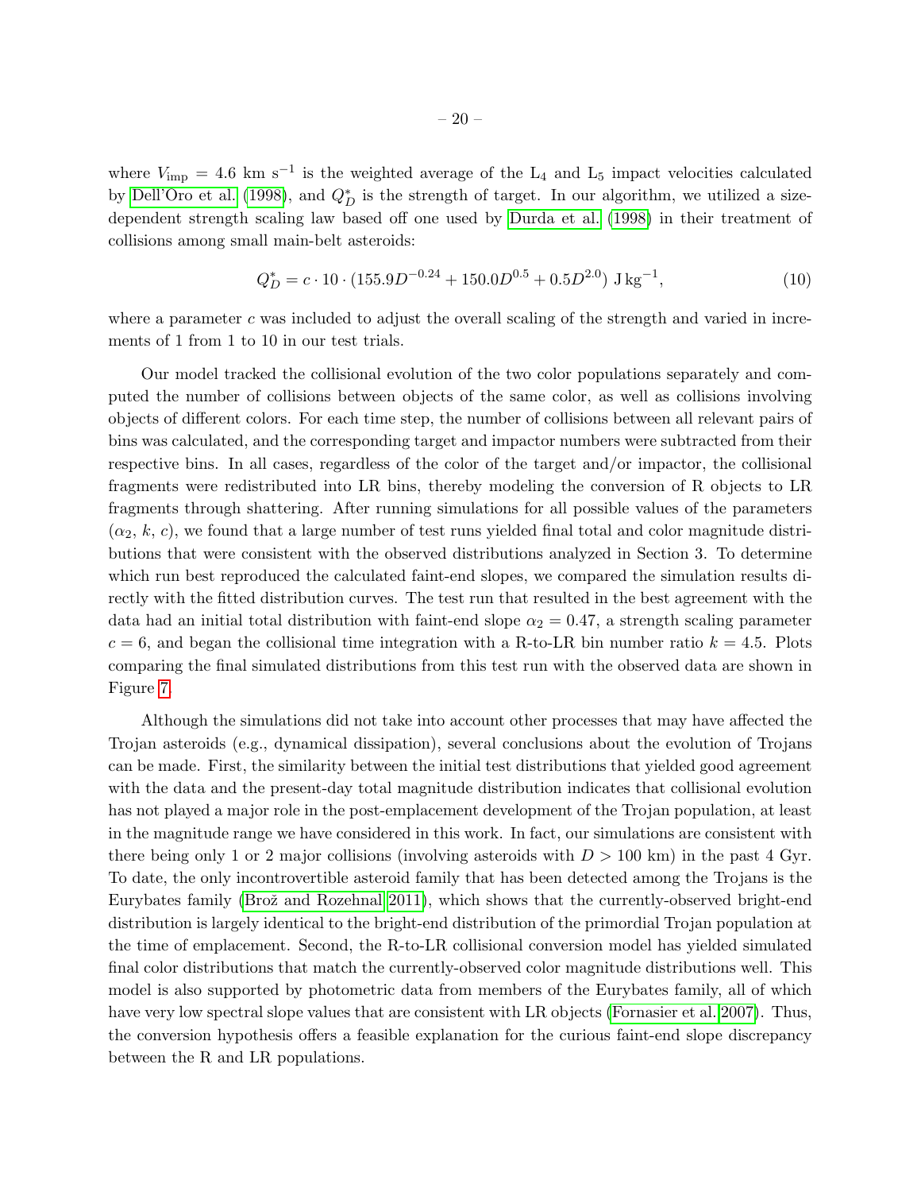where $V_{\rm imp} = 4.6$ km s$^{-1}$ is the weighted average of the $L_4$ and $L_5$ impact velocities calculated by Dell'Oro et al. (1998), and $Q_D^*$ is the strength of target. In our algorithm, we utilized a size-dependent strength scaling law based off one used by Durda et al. (1998) in their treatment of collisions among small main-belt asteroids:

$$Q_D^* = c \cdot 10 \cdot (155.9D^{-0.24} + 150.0D^{0.5} + 0.5D^{2.0}) \text{ J kg}^{-1}, \tag{10}$$

where a parameter $c$ was included to adjust the overall scaling of the strength and varied in increments of 1 from 1 to 10 in our test trials.

Our model tracked the collisional evolution of the two color populations separately and computed the number of collisions between objects of the same color, as well as collisions involving objects of different colors. For each time step, the number of collisions between all relevant pairs of bins was calculated, and the corresponding target and impactor numbers were subtracted from their respective bins. In all cases, regardless of the color of the target and/or impactor, the collisional fragments were redistributed into LR bins, thereby modeling the conversion of R objects to LR fragments through shattering. After running simulations for all possible values of the parameters ($\alpha_2$, $k$, $c$), we found that a large number of test runs yielded final total and color magnitude distributions that were consistent with the observed distributions analyzed in Section 3. To determine which run best reproduced the calculated faint-end slopes, we compared the simulation results directly with the fitted distribution curves. The test run that resulted in the best agreement with the data had an initial total distribution with faint-end slope $\alpha_2 = 0.47$, a strength scaling parameter $c = 6$, and began the collisional time integration with a R-to-LR bin number ratio $k = 4.5$. Plots comparing the final simulated distributions from this test run with the observed data are shown in Figure 7.

Although the simulations did not take into account other processes that may have affected the Trojan asteroids (e.g., dynamical dissipation), several conclusions about the evolution of Trojans can be made. First, the similarity between the initial test distributions that yielded good agreement with the data and the present-day total magnitude distribution indicates that collisional evolution has not played a major role in the post-emplacement development of the Trojan population, at least in the magnitude range we have considered in this work. In fact, our simulations are consistent with there being only 1 or 2 major collisions (involving asteroids with $D > 100$ km) in the past 4 Gyr. To date, the only incontrovertible asteroid family that has been detected among the Trojans is the Eurybates family (Brož and Rozehnal 2011), which shows that the currently-observed bright-end distribution is largely identical to the bright-end distribution of the primordial Trojan population at the time of emplacement. Second, the R-to-LR collisional conversion model has yielded simulated final color distributions that match the currently-observed color magnitude distributions well. This model is also supported by photometric data from members of the Eurybates family, all of which have very low spectral slope values that are consistent with LR objects (Fornasier et al. 2007). Thus, the conversion hypothesis offers a feasible explanation for the curious faint-end slope discrepancy between the R and LR populations.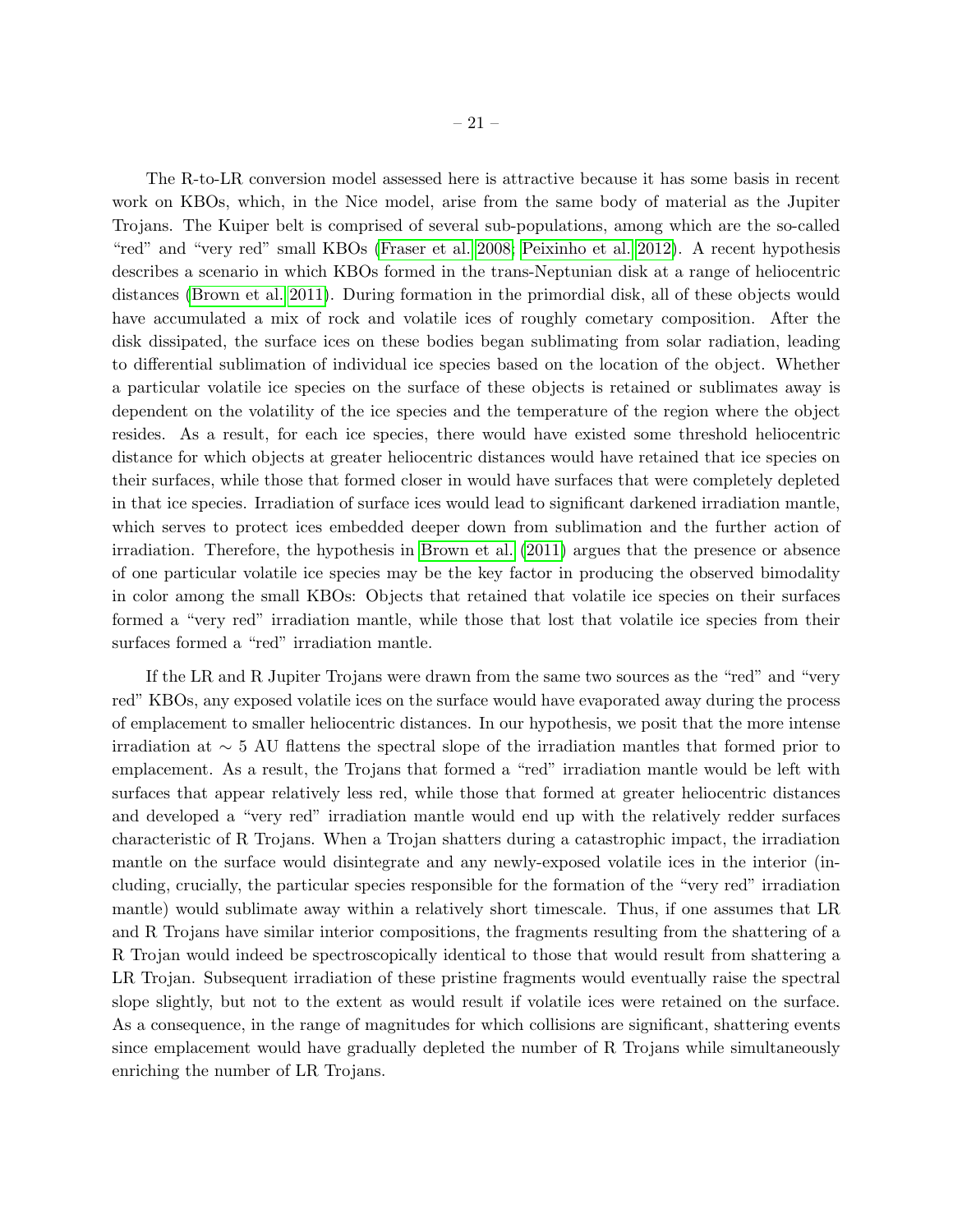The R-to-LR conversion model assessed here is attractive because it has some basis in recent work on KBOs, which, in the Nice model, arise from the same body of material as the Jupiter Trojans. The Kuiper belt is comprised of several sub-populations, among which are the so-called "red" and "very red" small KBOs (Fraser et al. 2008; Peixinho et al. 2012). A recent hypothesis describes a scenario in which KBOs formed in the trans-Neptunian disk at a range of heliocentric distances (Brown et al. 2011). During formation in the primordial disk, all of these objects would have accumulated a mix of rock and volatile ices of roughly cometary composition. After the disk dissipated, the surface ices on these bodies began sublimating from solar radiation, leading to differential sublimation of individual ice species based on the location of the object. Whether a particular volatile ice species on the surface of these objects is retained or sublimates away is dependent on the volatility of the ice species and the temperature of the region where the object resides. As a result, for each ice species, there would have existed some threshold heliocentric distance for which objects at greater heliocentric distances would have retained that ice species on their surfaces, while those that formed closer in would have surfaces that were completely depleted in that ice species. Irradiation of surface ices would lead to significant darkened irradiation mantle, which serves to protect ices embedded deeper down from sublimation and the further action of irradiation. Therefore, the hypothesis in Brown et al. (2011) argues that the presence or absence of one particular volatile ice species may be the key factor in producing the observed bimodality in color among the small KBOs: Objects that retained that volatile ice species on their surfaces formed a "very red" irradiation mantle, while those that lost that volatile ice species from their surfaces formed a "red" irradiation mantle.

If the LR and R Jupiter Trojans were drawn from the same two sources as the "red" and "very red" KBOs, any exposed volatile ices on the surface would have evaporated away during the process of emplacement to smaller heliocentric distances. In our hypothesis, we posit that the more intense irradiation at $\sim 5$ AU flattens the spectral slope of the irradiation mantles that formed prior to emplacement. As a result, the Trojans that formed a "red" irradiation mantle would be left with surfaces that appear relatively less red, while those that formed at greater heliocentric distances and developed a "very red" irradiation mantle would end up with the relatively redder surfaces characteristic of R Trojans. When a Trojan shatters during a catastrophic impact, the irradiation mantle on the surface would disintegrate and any newly-exposed volatile ices in the interior (including, crucially, the particular species responsible for the formation of the "very red" irradiation mantle) would sublimate away within a relatively short timescale. Thus, if one assumes that LR and R Trojans have similar interior compositions, the fragments resulting from the shattering of a R Trojan would indeed be spectroscopically identical to those that would result from shattering a LR Trojan. Subsequent irradiation of these pristine fragments would eventually raise the spectral slope slightly, but not to the extent as would result if volatile ices were retained on the surface. As a consequence, in the range of magnitudes for which collisions are significant, shattering events since emplacement would have gradually depleted the number of R Trojans while simultaneously enriching the number of LR Trojans.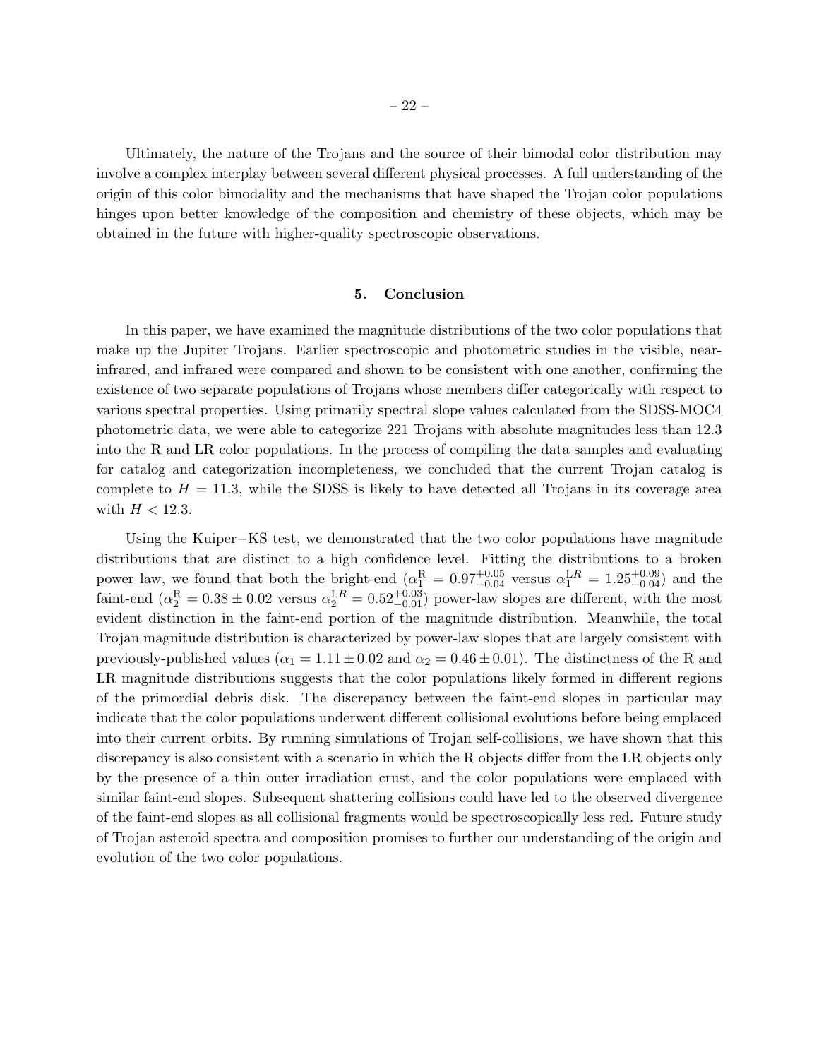Ultimately, the nature of the Trojans and the source of their bimodal color distribution may involve a complex interplay between several different physical processes. A full understanding of the origin of this color bimodality and the mechanisms that have shaped the Trojan color populations hinges upon better knowledge of the composition and chemistry of these objects, which may be obtained in the future with higher-quality spectroscopic observations.

## 5. Conclusion

In this paper, we have examined the magnitude distributions of the two color populations that make up the Jupiter Trojans. Earlier spectroscopic and photometric studies in the visible, near-infrared, and infrared were compared and shown to be consistent with one another, confirming the existence of two separate populations of Trojans whose members differ categorically with respect to various spectral properties. Using primarily spectral slope values calculated from the SDSS-MOC4 photometric data, we were able to categorize 221 Trojans with absolute magnitudes less than 12.3 into the R and LR color populations. In the process of compiling the data samples and evaluating for catalog and categorization incompleteness, we concluded that the current Trojan catalog is complete to $H = 11.3$, while the SDSS is likely to have detected all Trojans in its coverage area with $H < 12.3$.

Using the Kuiper−KS test, we demonstrated that the two color populations have magnitude distributions that are distinct to a high confidence level. Fitting the distributions to a broken power law, we found that both the bright-end ($\alpha_1^{\mathrm{R}} = 0.97^{+0.05}_{-0.04}$ versus $\alpha_1^{\mathrm{L}R} = 1.25^{+0.09}_{-0.04}$) and the faint-end ($\alpha_2^{\mathrm{R}} = 0.38 \pm 0.02$ versus $\alpha_2^{\mathrm{L}R} = 0.52^{+0.03}_{-0.01}$) power-law slopes are different, with the most evident distinction in the faint-end portion of the magnitude distribution. Meanwhile, the total Trojan magnitude distribution is characterized by power-law slopes that are largely consistent with previously-published values ($\alpha_1 = 1.11 \pm 0.02$ and $\alpha_2 = 0.46 \pm 0.01$). The distinctness of the R and LR magnitude distributions suggests that the color populations likely formed in different regions of the primordial debris disk. The discrepancy between the faint-end slopes in particular may indicate that the color populations underwent different collisional evolutions before being emplaced into their current orbits. By running simulations of Trojan self-collisions, we have shown that this discrepancy is also consistent with a scenario in which the R objects differ from the LR objects only by the presence of a thin outer irradiation crust, and the color populations were emplaced with similar faint-end slopes. Subsequent shattering collisions could have led to the observed divergence of the faint-end slopes as all collisional fragments would be spectroscopically less red. Future study of Trojan asteroid spectra and composition promises to further our understanding of the origin and evolution of the two color populations.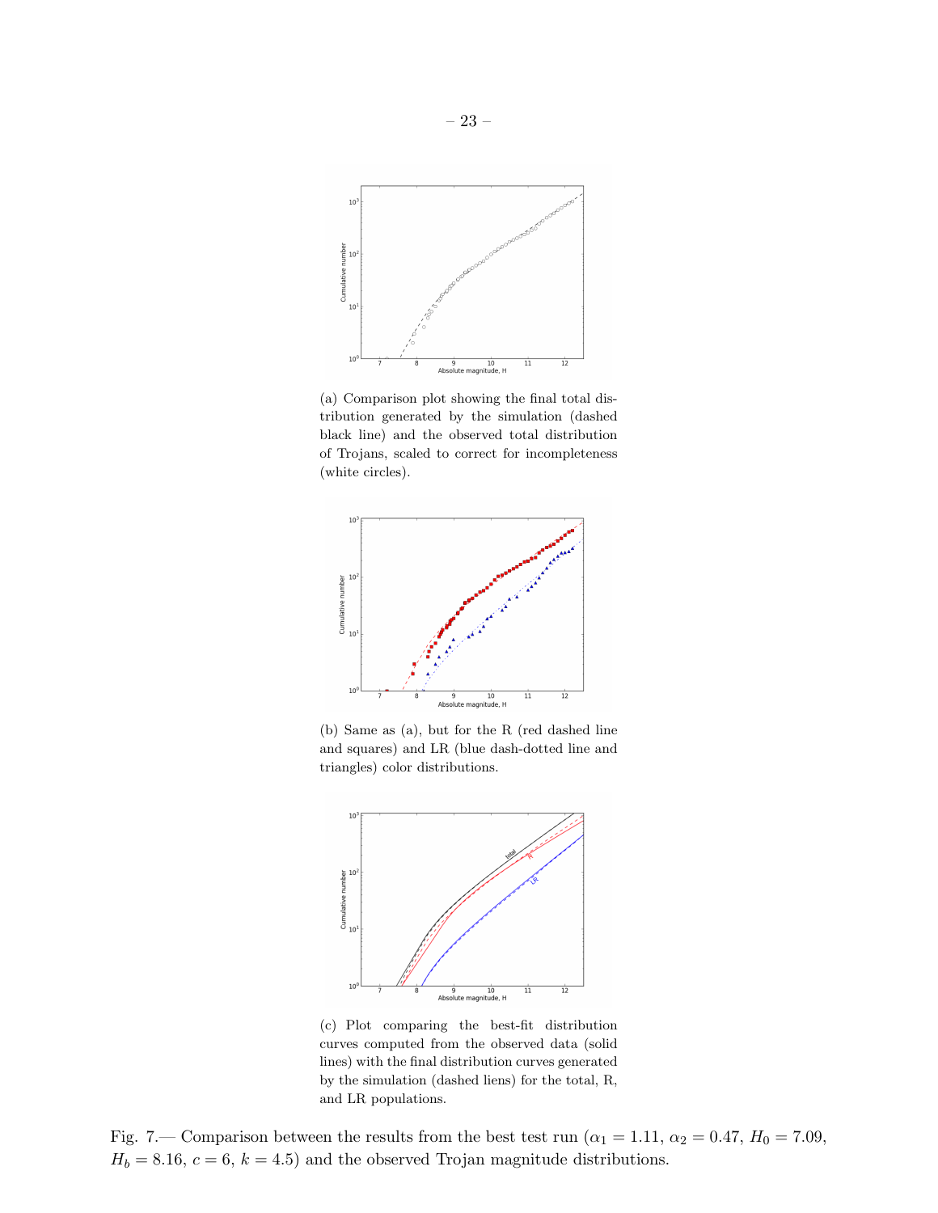$10^3$
$10^2$
$10^1$
$10^0$
Cumulative number
7 8 9 10 11 12
Absolute magnitude, H

(a) Comparison plot showing the final total distribution generated by the simulation (dashed black line) and the observed total distribution of Trojans, scaled to correct for incompleteness (white circles).

$10^3$
$10^2$
$10^1$
$10^0$
Cumulative number
7 8 9 10 11 12
Absolute magnitude, H

(b) Same as (a), but for the R (red dashed line and squares) and LR (blue dash-dotted line and triangles) color distributions.

$10^3$
$10^2$
$10^1$
$10^0$
Cumulative number
total
R
LR
7 8 9 10 11 12
Absolute magnitude, H

(c) Plot comparing the best-fit distribution curves computed from the observed data (solid lines) with the final distribution curves generated by the simulation (dashed liens) for the total, R, and LR populations.

Fig. 7.— Comparison between the results from the best test run ($\alpha_1 = 1.11$, $\alpha_2 = 0.47$, $H_0 = 7.09$, $H_b = 8.16$, $c = 6$, $k = 4.5$) and the observed Trojan magnitude distributions.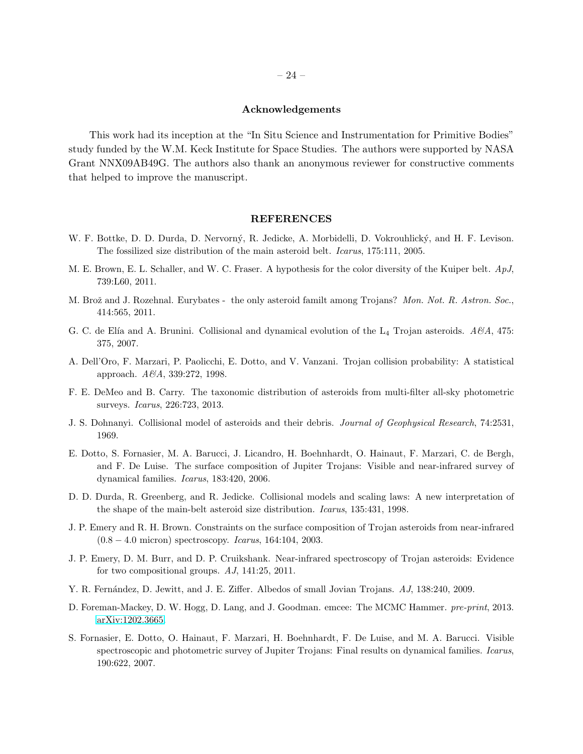## Acknowledgements

This work had its inception at the "In Situ Science and Instrumentation for Primitive Bodies" study funded by the W.M. Keck Institute for Space Studies. The authors were supported by NASA Grant NNX09AB49G. The authors also thank an anonymous reviewer for constructive comments that helped to improve the manuscript.

## REFERENCES

W. F. Bottke, D. D. Durda, D. Nervorný, R. Jedicke, A. Morbidelli, D. Vokrouhlický, and H. F. Levison. The fossilized size distribution of the main asteroid belt. *Icarus*, 175:111, 2005.

M. E. Brown, E. L. Schaller, and W. C. Fraser. A hypothesis for the color diversity of the Kuiper belt. *ApJ*, 739:L60, 2011.

M. Brož and J. Rozehnal. Eurybates - the only asteroid familt among Trojans? *Mon. Not. R. Astron. Soc.*, 414:565, 2011.

G. C. de Elía and A. Brunini. Collisional and dynamical evolution of the $L_4$ Trojan asteroids. *A&A*, 475: 375, 2007.

A. Dell'Oro, F. Marzari, P. Paolicchi, E. Dotto, and V. Vanzani. Trojan collision probability: A statistical approach. *A&A*, 339:272, 1998.

F. E. DeMeo and B. Carry. The taxonomic distribution of asteroids from multi-filter all-sky photometric surveys. *Icarus*, 226:723, 2013.

J. S. Dohnanyi. Collisional model of asteroids and their debris. *Journal of Geophysical Research*, 74:2531, 1969.

E. Dotto, S. Fornasier, M. A. Barucci, J. Licandro, H. Boehnhardt, O. Hainaut, F. Marzari, C. de Bergh, and F. De Luise. The surface composition of Jupiter Trojans: Visible and near-infrared survey of dynamical families. *Icarus*, 183:420, 2006.

D. D. Durda, R. Greenberg, and R. Jedicke. Collisional models and scaling laws: A new interpretation of the shape of the main-belt asteroid size distribution. *Icarus*, 135:431, 1998.

J. P. Emery and R. H. Brown. Constraints on the surface composition of Trojan asteroids from near-infrared ($0.8 - 4.0$ micron) spectroscopy. *Icarus*, 164:104, 2003.

J. P. Emery, D. M. Burr, and D. P. Cruikshank. Near-infrared spectroscopy of Trojan asteroids: Evidence for two compositional groups. *AJ*, 141:25, 2011.

Y. R. Fernández, D. Jewitt, and J. E. Ziffer. Albedos of small Jovian Trojans. *AJ*, 138:240, 2009.

D. Foreman-Mackey, D. W. Hogg, D. Lang, and J. Goodman. emcee: The MCMC Hammer. *pre-print*, 2013. arXiv:1202.3665.

S. Fornasier, E. Dotto, O. Hainaut, F. Marzari, H. Boehnhardt, F. De Luise, and M. A. Barucci. Visible spectroscopic and photometric survey of Jupiter Trojans: Final results on dynamical families. *Icarus*, 190:622, 2007.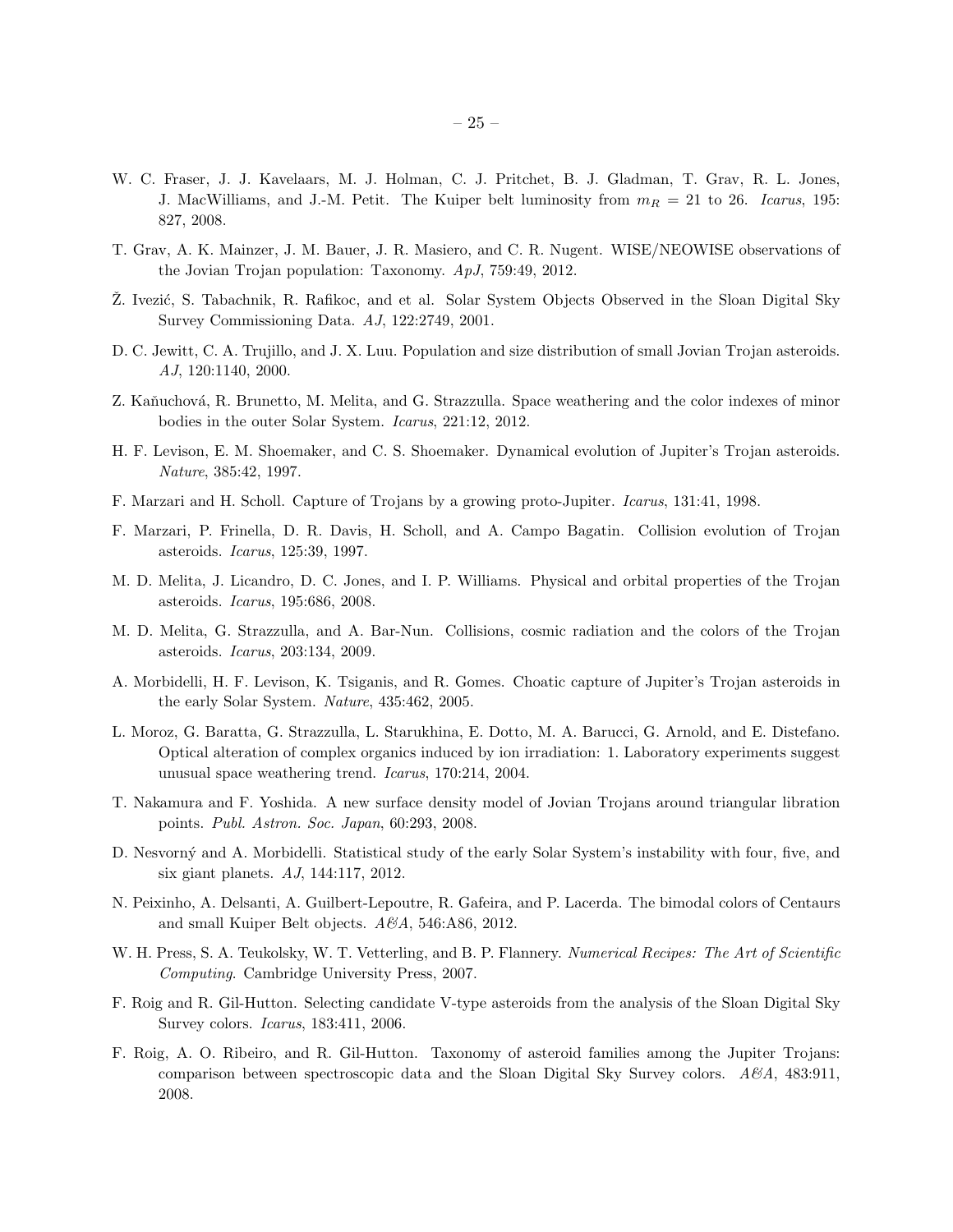W. C. Fraser, J. J. Kavelaars, M. J. Holman, C. J. Pritchet, B. J. Gladman, T. Grav, R. L. Jones, J. MacWilliams, and J.-M. Petit. The Kuiper belt luminosity from $m_R = 21$ to 26. *Icarus*, 195: 827, 2008.

T. Grav, A. K. Mainzer, J. M. Bauer, J. R. Masiero, and C. R. Nugent. WISE/NEOWISE observations of the Jovian Trojan population: Taxonomy. *ApJ*, 759:49, 2012.

Ž. Ivezić, S. Tabachnik, R. Rafikoc, and et al. Solar System Objects Observed in the Sloan Digital Sky Survey Commissioning Data. *AJ*, 122:2749, 2001.

D. C. Jewitt, C. A. Trujillo, and J. X. Luu. Population and size distribution of small Jovian Trojan asteroids. *AJ*, 120:1140, 2000.

Z. Kaňuchová, R. Brunetto, M. Melita, and G. Strazzulla. Space weathering and the color indexes of minor bodies in the outer Solar System. *Icarus*, 221:12, 2012.

H. F. Levison, E. M. Shoemaker, and C. S. Shoemaker. Dynamical evolution of Jupiter's Trojan asteroids. *Nature*, 385:42, 1997.

F. Marzari and H. Scholl. Capture of Trojans by a growing proto-Jupiter. *Icarus*, 131:41, 1998.

F. Marzari, P. Frinella, D. R. Davis, H. Scholl, and A. Campo Bagatin. Collision evolution of Trojan asteroids. *Icarus*, 125:39, 1997.

M. D. Melita, J. Licandro, D. C. Jones, and I. P. Williams. Physical and orbital properties of the Trojan asteroids. *Icarus*, 195:686, 2008.

M. D. Melita, G. Strazzulla, and A. Bar-Nun. Collisions, cosmic radiation and the colors of the Trojan asteroids. *Icarus*, 203:134, 2009.

A. Morbidelli, H. F. Levison, K. Tsiganis, and R. Gomes. Choatic capture of Jupiter's Trojan asteroids in the early Solar System. *Nature*, 435:462, 2005.

L. Moroz, G. Baratta, G. Strazzulla, L. Starukhina, E. Dotto, M. A. Barucci, G. Arnold, and E. Distefano. Optical alteration of complex organics induced by ion irradiation: 1. Laboratory experiments suggest unusual space weathering trend. *Icarus*, 170:214, 2004.

T. Nakamura and F. Yoshida. A new surface density model of Jovian Trojans around triangular libration points. *Publ. Astron. Soc. Japan*, 60:293, 2008.

D. Nesvorný and A. Morbidelli. Statistical study of the early Solar System's instability with four, five, and six giant planets. *AJ*, 144:117, 2012.

N. Peixinho, A. Delsanti, A. Guilbert-Lepoutre, R. Gafeira, and P. Lacerda. The bimodal colors of Centaurs and small Kuiper Belt objects. *A&A*, 546:A86, 2012.

W. H. Press, S. A. Teukolsky, W. T. Vetterling, and B. P. Flannery. *Numerical Recipes: The Art of Scientific Computing*. Cambridge University Press, 2007.

F. Roig and R. Gil-Hutton. Selecting candidate V-type asteroids from the analysis of the Sloan Digital Sky Survey colors. *Icarus*, 183:411, 2006.

F. Roig, A. O. Ribeiro, and R. Gil-Hutton. Taxonomy of asteroid families among the Jupiter Trojans: comparison between spectroscopic data and the Sloan Digital Sky Survey colors. *A&A*, 483:911, 2008.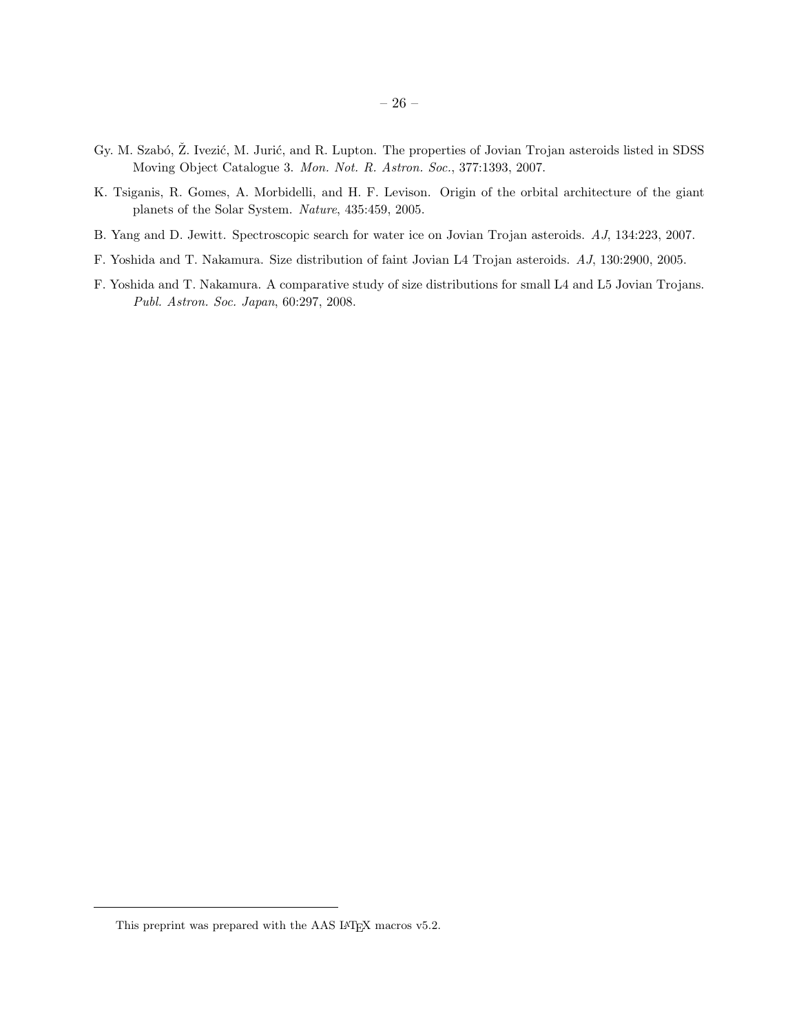Gy. M. Szabó, Ž. Ivezić, M. Jurić, and R. Lupton. The properties of Jovian Trojan asteroids listed in SDSS Moving Object Catalogue 3. *Mon. Not. R. Astron. Soc.*, 377:1393, 2007.

K. Tsiganis, R. Gomes, A. Morbidelli, and H. F. Levison. Origin of the orbital architecture of the giant planets of the Solar System. *Nature*, 435:459, 2005.

B. Yang and D. Jewitt. Spectroscopic search for water ice on Jovian Trojan asteroids. *AJ*, 134:223, 2007.

F. Yoshida and T. Nakamura. Size distribution of faint Jovian L4 Trojan asteroids. *AJ*, 130:2900, 2005.

F. Yoshida and T. Nakamura. A comparative study of size distributions for small L4 and L5 Jovian Trojans. *Publ. Astron. Soc. Japan*, 60:297, 2008.

This preprint was prepared with the AAS LaTeX macros v5.2.